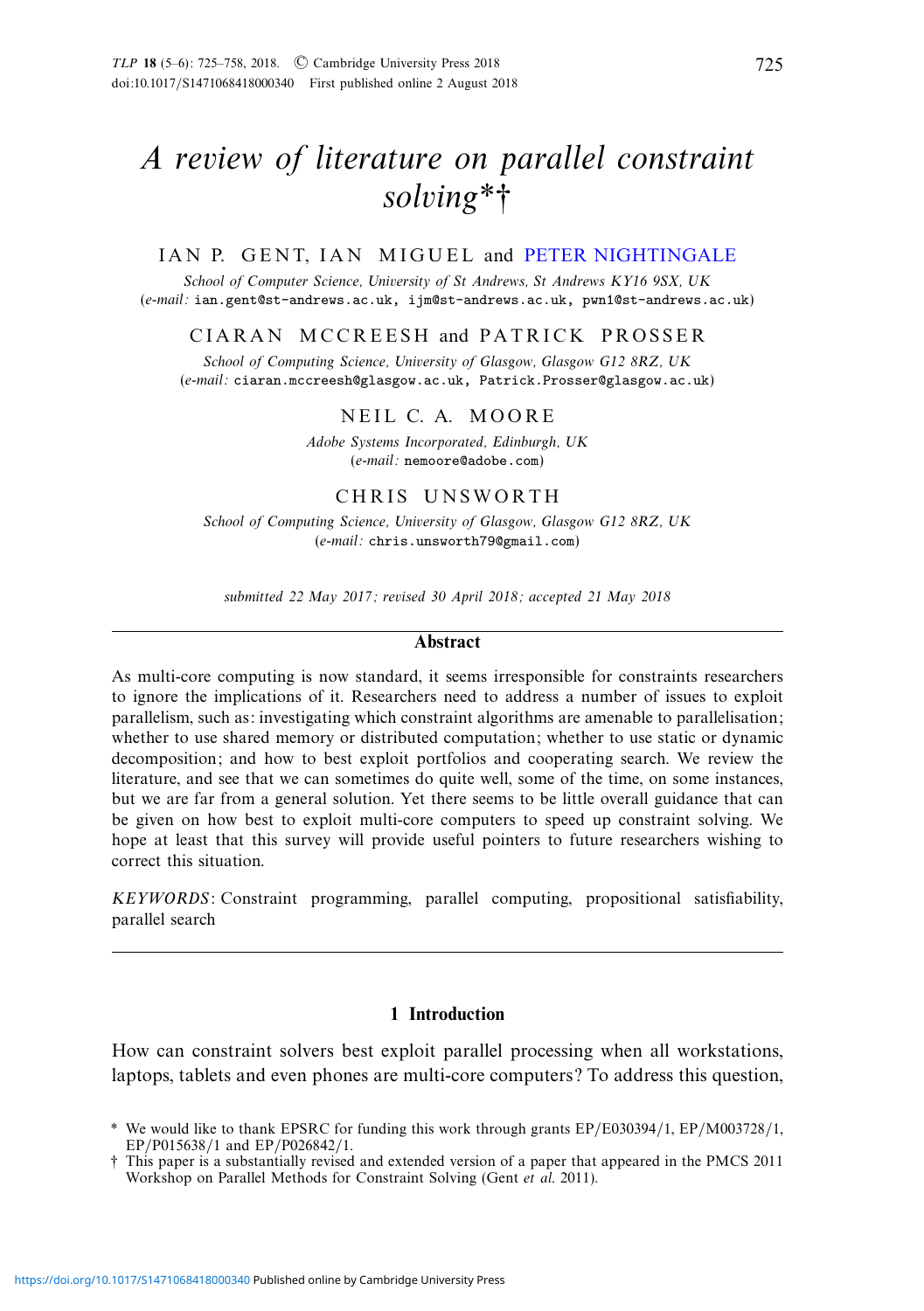# A review of literature on parallel constraint solving*†

IAN P. GENT, IAN MIGUEL and PETER NIGHTINGALE

*School of Computer Science, University of St Andrews, St Andrews KY16 9SX, UK*
(*e-mail:* ian.gent@st-andrews.ac.uk, ijm@st-andrews.ac.uk, pwn1@st-andrews.ac.uk)

CIARAN MCCREESH and PATRICK PROSSER

*School of Computing Science, University of Glasgow, Glasgow G12 8RZ, UK*
(*e-mail:* ciaran.mccreesh@glasgow.ac.uk, Patrick.Prosser@glasgow.ac.uk)

NEIL C. A. MOORE

*Adobe Systems Incorporated, Edinburgh, UK*
(*e-mail:* nemoore@adobe.com)

CHRIS UNSWORTH

*School of Computing Science, University of Glasgow, Glasgow G12 8RZ, UK*
(*e-mail:* chris.unsworth79@gmail.com)

*submitted 22 May 2017; revised 30 April 2018; accepted 21 May 2018*

## Abstract

As multi-core computing is now standard, it seems irresponsible for constraints researchers to ignore the implications of it. Researchers need to address a number of issues to exploit parallelism, such as: investigating which constraint algorithms are amenable to parallelisation; whether to use shared memory or distributed computation; whether to use static or dynamic decomposition; and how to best exploit portfolios and cooperating search. We review the literature, and see that we can sometimes do quite well, some of the time, on some instances, but we are far from a general solution. Yet there seems to be little overall guidance that can be given on how best to exploit multi-core computers to speed up constraint solving. We hope at least that this survey will provide useful pointers to future researchers wishing to correct this situation.

*KEYWORDS*: Constraint programming, parallel computing, propositional satisfiability, parallel search

## 1 Introduction

How can constraint solvers best exploit parallel processing when all workstations, laptops, tablets and even phones are multi-core computers? To address this question,

---

* We would like to thank EPSRC for funding this work through grants EP/E030394/1, EP/M003728/1, EP/P015638/1 and EP/P026842/1.

† This paper is a substantially revised and extended version of a paper that appeared in the PMCS 2011 Workshop on Parallel Methods for Constraint Solving (Gent *et al.* 2011).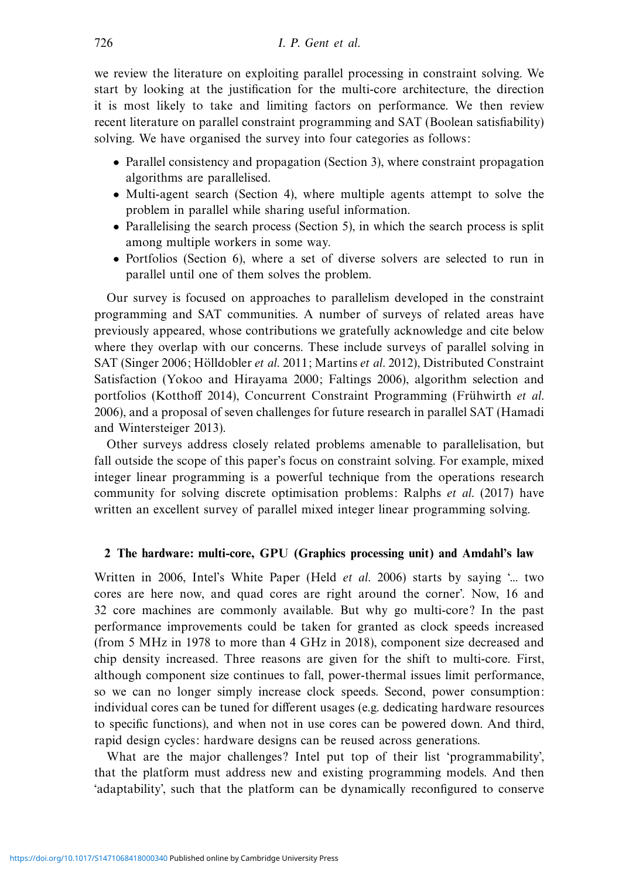we review the literature on exploiting parallel processing in constraint solving. We start by looking at the justification for the multi-core architecture, the direction it is most likely to take and limiting factors on performance. We then review recent literature on parallel constraint programming and SAT (Boolean satisfiability) solving. We have organised the survey into four categories as follows:

- Parallel consistency and propagation (Section 3), where constraint propagation algorithms are parallelised.
- Multi-agent search (Section 4), where multiple agents attempt to solve the problem in parallel while sharing useful information.
- Parallelising the search process (Section 5), in which the search process is split among multiple workers in some way.
- Portfolios (Section 6), where a set of diverse solvers are selected to run in parallel until one of them solves the problem.

Our survey is focused on approaches to parallelism developed in the constraint programming and SAT communities. A number of surveys of related areas have previously appeared, whose contributions we gratefully acknowledge and cite below where they overlap with our concerns. These include surveys of parallel solving in SAT (Singer 2006; Hölldobler *et al.* 2011; Martins *et al.* 2012), Distributed Constraint Satisfaction (Yokoo and Hirayama 2000; Faltings 2006), algorithm selection and portfolios (Kotthoff 2014), Concurrent Constraint Programming (Frühwirth *et al.* 2006), and a proposal of seven challenges for future research in parallel SAT (Hamadi and Wintersteiger 2013).

Other surveys address closely related problems amenable to parallelisation, but fall outside the scope of this paper's focus on constraint solving. For example, mixed integer linear programming is a powerful technique from the operations research community for solving discrete optimisation problems: Ralphs *et al.* (2017) have written an excellent survey of parallel mixed integer linear programming solving.

## 2 The hardware: multi-core, GPU (Graphics processing unit) and Amdahl's law

Written in 2006, Intel's White Paper (Held *et al.* 2006) starts by saying '... two cores are here now, and quad cores are right around the corner'. Now, 16 and 32 core machines are commonly available. But why go multi-core? In the past performance improvements could be taken for granted as clock speeds increased (from 5 MHz in 1978 to more than 4 GHz in 2018), component size decreased and chip density increased. Three reasons are given for the shift to multi-core. First, although component size continues to fall, power-thermal issues limit performance, so we can no longer simply increase clock speeds. Second, power consumption: individual cores can be tuned for different usages (e.g. dedicating hardware resources to specific functions), and when not in use cores can be powered down. And third, rapid design cycles: hardware designs can be reused across generations.

What are the major challenges? Intel put top of their list 'programmability', that the platform must address new and existing programming models. And then 'adaptability', such that the platform can be dynamically reconfigured to conserve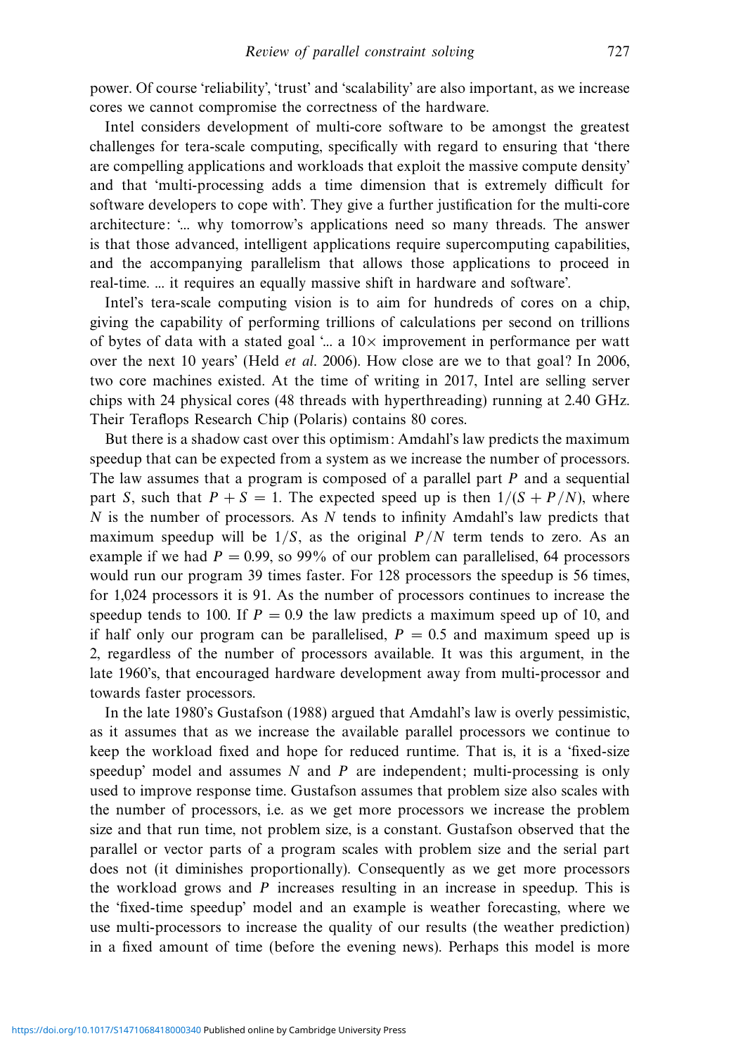power. Of course 'reliability', 'trust' and 'scalability' are also important, as we increase cores we cannot compromise the correctness of the hardware.

Intel considers development of multi-core software to be amongst the greatest challenges for tera-scale computing, specifically with regard to ensuring that 'there are compelling applications and workloads that exploit the massive compute density' and that 'multi-processing adds a time dimension that is extremely difficult for software developers to cope with'. They give a further justification for the multi-core architecture: '... why tomorrow's applications need so many threads. The answer is that those advanced, intelligent applications require supercomputing capabilities, and the accompanying parallelism that allows those applications to proceed in real-time. ... it requires an equally massive shift in hardware and software'.

Intel's tera-scale computing vision is to aim for hundreds of cores on a chip, giving the capability of performing trillions of calculations per second on trillions of bytes of data with a stated goal '... a 10× improvement in performance per watt over the next 10 years' (Held *et al.* 2006). How close are we to that goal? In 2006, two core machines existed. At the time of writing in 2017, Intel are selling server chips with 24 physical cores (48 threads with hyperthreading) running at 2.40 GHz. Their Teraflops Research Chip (Polaris) contains 80 cores.

But there is a shadow cast over this optimism: Amdahl's law predicts the maximum speedup that can be expected from a system as we increase the number of processors. The law assumes that a program is composed of a parallel part $P$ and a sequential part $S$, such that $P + S = 1$. The expected speed up is then $1/(S + P/N)$, where $N$ is the number of processors. As $N$ tends to infinity Amdahl's law predicts that maximum speedup will be $1/S$, as the original $P/N$ term tends to zero. As an example if we had $P = 0.99$, so 99% of our problem can parallelised, 64 processors would run our program 39 times faster. For 128 processors the speedup is 56 times, for 1,024 processors it is 91. As the number of processors continues to increase the speedup tends to 100. If $P = 0.9$ the law predicts a maximum speed up of 10, and if half only our program can be parallelised, $P = 0.5$ and maximum speed up is 2, regardless of the number of processors available. It was this argument, in the late 1960's, that encouraged hardware development away from multi-processor and towards faster processors.

In the late 1980's Gustafson (1988) argued that Amdahl's law is overly pessimistic, as it assumes that as we increase the available parallel processors we continue to keep the workload fixed and hope for reduced runtime. That is, it is a 'fixed-size speedup' model and assumes $N$ and $P$ are independent; multi-processing is only used to improve response time. Gustafson assumes that problem size also scales with the number of processors, i.e. as we get more processors we increase the problem size and that run time, not problem size, is a constant. Gustafson observed that the parallel or vector parts of a program scales with problem size and the serial part does not (it diminishes proportionally). Consequently as we get more processors the workload grows and $P$ increases resulting in an increase in speedup. This is the 'fixed-time speedup' model and an example is weather forecasting, where we use multi-processors to increase the quality of our results (the weather prediction) in a fixed amount of time (before the evening news). Perhaps this model is more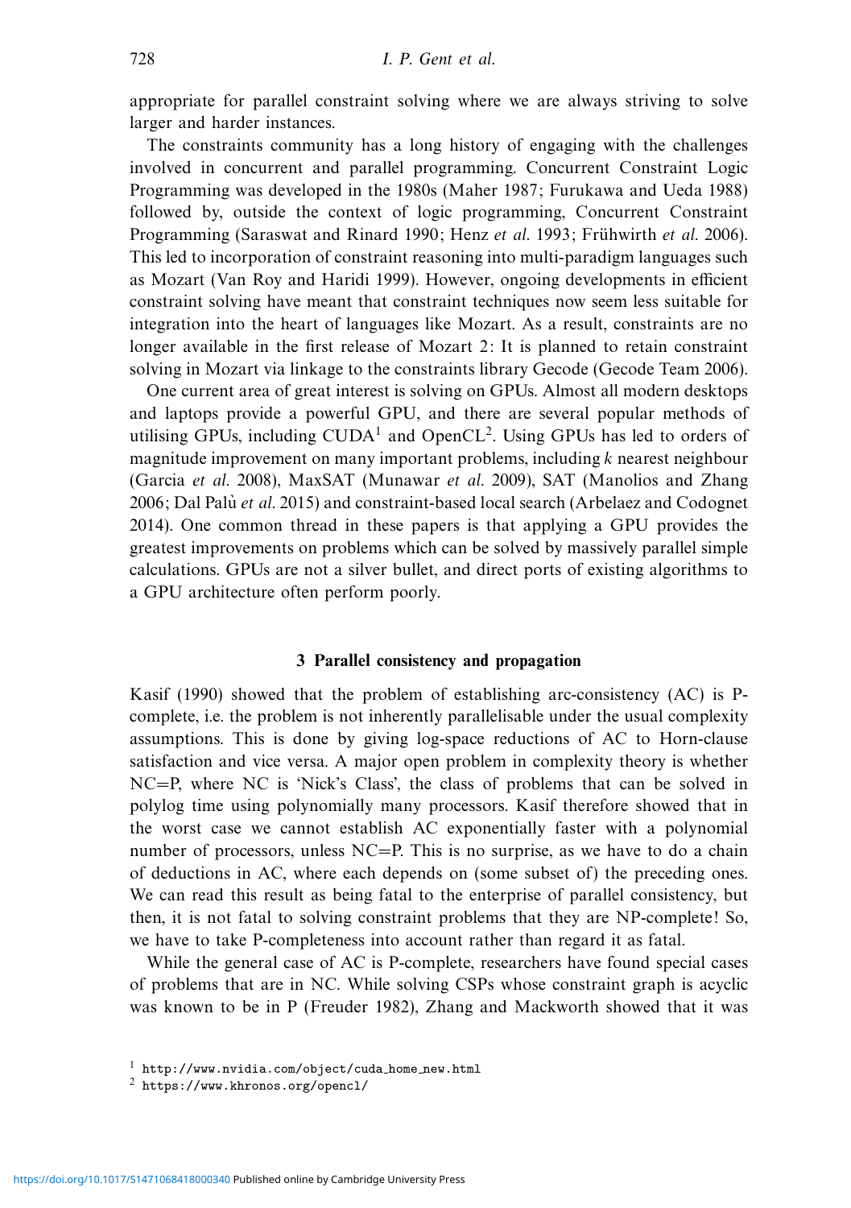appropriate for parallel constraint solving where we are always striving to solve larger and harder instances.

The constraints community has a long history of engaging with the challenges involved in concurrent and parallel programming. Concurrent Constraint Logic Programming was developed in the 1980s (Maher 1987; Furukawa and Ueda 1988) followed by, outside the context of logic programming, Concurrent Constraint Programming (Saraswat and Rinard 1990; Henz *et al.* 1993; Frühwirth *et al.* 2006). This led to incorporation of constraint reasoning into multi-paradigm languages such as Mozart (Van Roy and Haridi 1999). However, ongoing developments in efficient constraint solving have meant that constraint techniques now seem less suitable for integration into the heart of languages like Mozart. As a result, constraints are no longer available in the first release of Mozart 2: It is planned to retain constraint solving in Mozart via linkage to the constraints library Gecode (Gecode Team 2006).

One current area of great interest is solving on GPUs. Almost all modern desktops and laptops provide a powerful GPU, and there are several popular methods of utilising GPUs, including CUDA[1] and OpenCL[2]. Using GPUs has led to orders of magnitude improvement on many important problems, including $k$ nearest neighbour (Garcia *et al.* 2008), MaxSAT (Munawar *et al.* 2009), SAT (Manolios and Zhang 2006; Dal Palù *et al.* 2015) and constraint-based local search (Arbelaez and Codognet 2014). One common thread in these papers is that applying a GPU provides the greatest improvements on problems which can be solved by massively parallel simple calculations. GPUs are not a silver bullet, and direct ports of existing algorithms to a GPU architecture often perform poorly.

## 3 Parallel consistency and propagation

Kasif (1990) showed that the problem of establishing arc-consistency (AC) is P-complete, i.e. the problem is not inherently parallelisable under the usual complexity assumptions. This is done by giving log-space reductions of AC to Horn-clause satisfaction and vice versa. A major open problem in complexity theory is whether NC=P, where NC is 'Nick's Class', the class of problems that can be solved in polylog time using polynomially many processors. Kasif therefore showed that in the worst case we cannot establish AC exponentially faster with a polynomial number of processors, unless NC=P. This is no surprise, as we have to do a chain of deductions in AC, where each depends on (some subset of) the preceding ones. We can read this result as being fatal to the enterprise of parallel consistency, but then, it is not fatal to solving constraint problems that they are NP-complete! So, we have to take P-completeness into account rather than regard it as fatal.

While the general case of AC is P-complete, researchers have found special cases of problems that are in NC. While solving CSPs whose constraint graph is acyclic was known to be in P (Freuder 1982), Zhang and Mackworth showed that it was

[1] http://www.nvidia.com/object/cuda_home_new.html

[2] https://www.khronos.org/opencl/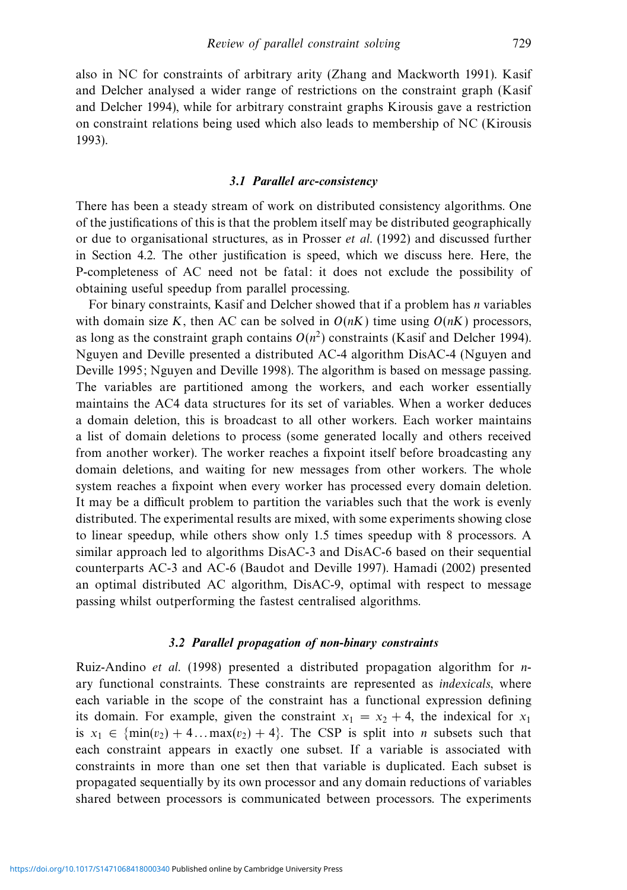also in NC for constraints of arbitrary arity (Zhang and Mackworth 1991). Kasif and Delcher analysed a wider range of restrictions on the constraint graph (Kasif and Delcher 1994), while for arbitrary constraint graphs Kirousis gave a restriction on constraint relations being used which also leads to membership of NC (Kirousis 1993).

### 3.1 Parallel arc-consistency

There has been a steady stream of work on distributed consistency algorithms. One of the justifications of this is that the problem itself may be distributed geographically or due to organisational structures, as in Prosser *et al.* (1992) and discussed further in Section 4.2. The other justification is speed, which we discuss here. Here, the P-completeness of AC need not be fatal: it does not exclude the possibility of obtaining useful speedup from parallel processing.

For binary constraints, Kasif and Delcher showed that if a problem has $n$ variables with domain size $K$, then AC can be solved in $O(nK)$ time using $O(nK)$ processors, as long as the constraint graph contains $O(n^2)$ constraints (Kasif and Delcher 1994). Nguyen and Deville presented a distributed AC-4 algorithm DisAC-4 (Nguyen and Deville 1995; Nguyen and Deville 1998). The algorithm is based on message passing. The variables are partitioned among the workers, and each worker essentially maintains the AC4 data structures for its set of variables. When a worker deduces a domain deletion, this is broadcast to all other workers. Each worker maintains a list of domain deletions to process (some generated locally and others received from another worker). The worker reaches a fixpoint itself before broadcasting any domain deletions, and waiting for new messages from other workers. The whole system reaches a fixpoint when every worker has processed every domain deletion. It may be a difficult problem to partition the variables such that the work is evenly distributed. The experimental results are mixed, with some experiments showing close to linear speedup, while others show only 1.5 times speedup with 8 processors. A similar approach led to algorithms DisAC-3 and DisAC-6 based on their sequential counterparts AC-3 and AC-6 (Baudot and Deville 1997). Hamadi (2002) presented an optimal distributed AC algorithm, DisAC-9, optimal with respect to message passing whilst outperforming the fastest centralised algorithms.

### 3.2 Parallel propagation of non-binary constraints

Ruiz-Andino *et al.* (1998) presented a distributed propagation algorithm for $n$-ary functional constraints. These constraints are represented as *indexicals*, where each variable in the scope of the constraint has a functional expression defining its domain. For example, given the constraint $x_1 = x_2 + 4$, the indexical for $x_1$ is $x_1 \in \{\min(v_2) + 4 \ldots \max(v_2) + 4\}$. The CSP is split into $n$ subsets such that each constraint appears in exactly one subset. If a variable is associated with constraints in more than one set then that variable is duplicated. Each subset is propagated sequentially by its own processor and any domain reductions of variables shared between processors is communicated between processors. The experiments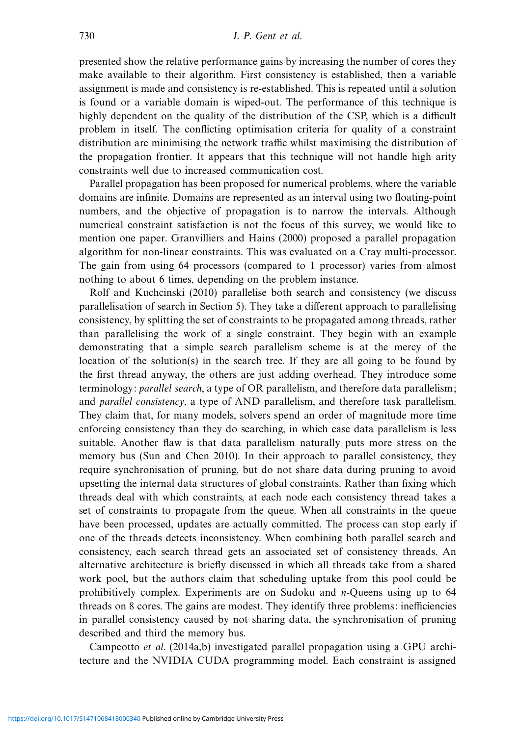presented show the relative performance gains by increasing the number of cores they make available to their algorithm. First consistency is established, then a variable assignment is made and consistency is re-established. This is repeated until a solution is found or a variable domain is wiped-out. The performance of this technique is highly dependent on the quality of the distribution of the CSP, which is a difficult problem in itself. The conflicting optimisation criteria for quality of a constraint distribution are minimising the network traffic whilst maximising the distribution of the propagation frontier. It appears that this technique will not handle high arity constraints well due to increased communication cost.

Parallel propagation has been proposed for numerical problems, where the variable domains are infinite. Domains are represented as an interval using two floating-point numbers, and the objective of propagation is to narrow the intervals. Although numerical constraint satisfaction is not the focus of this survey, we would like to mention one paper. Granvilliers and Hains (2000) proposed a parallel propagation algorithm for non-linear constraints. This was evaluated on a Cray multi-processor. The gain from using 64 processors (compared to 1 processor) varies from almost nothing to about 6 times, depending on the problem instance.

Rolf and Kuchcinski (2010) parallelise both search and consistency (we discuss parallelisation of search in Section 5). They take a different approach to parallelising consistency, by splitting the set of constraints to be propagated among threads, rather than parallelising the work of a single constraint. They begin with an example demonstrating that a simple search parallelism scheme is at the mercy of the location of the solution(s) in the search tree. If they are all going to be found by the first thread anyway, the others are just adding overhead. They introduce some terminology: *parallel search*, a type of OR parallelism, and therefore data parallelism; and *parallel consistency*, a type of AND parallelism, and therefore task parallelism. They claim that, for many models, solvers spend an order of magnitude more time enforcing consistency than they do searching, in which case data parallelism is less suitable. Another flaw is that data parallelism naturally puts more stress on the memory bus (Sun and Chen 2010). In their approach to parallel consistency, they require synchronisation of pruning, but do not share data during pruning to avoid upsetting the internal data structures of global constraints. Rather than fixing which threads deal with which constraints, at each node each consistency thread takes a set of constraints to propagate from the queue. When all constraints in the queue have been processed, updates are actually committed. The process can stop early if one of the threads detects inconsistency. When combining both parallel search and consistency, each search thread gets an associated set of consistency threads. An alternative architecture is briefly discussed in which all threads take from a shared work pool, but the authors claim that scheduling uptake from this pool could be prohibitively complex. Experiments are on Sudoku and $n$-Queens using up to 64 threads on 8 cores. The gains are modest. They identify three problems: inefficiencies in parallel consistency caused by not sharing data, the synchronisation of pruning described and third the memory bus.

Campeotto *et al.* (2014a,b) investigated parallel propagation using a GPU architecture and the NVIDIA CUDA programming model. Each constraint is assigned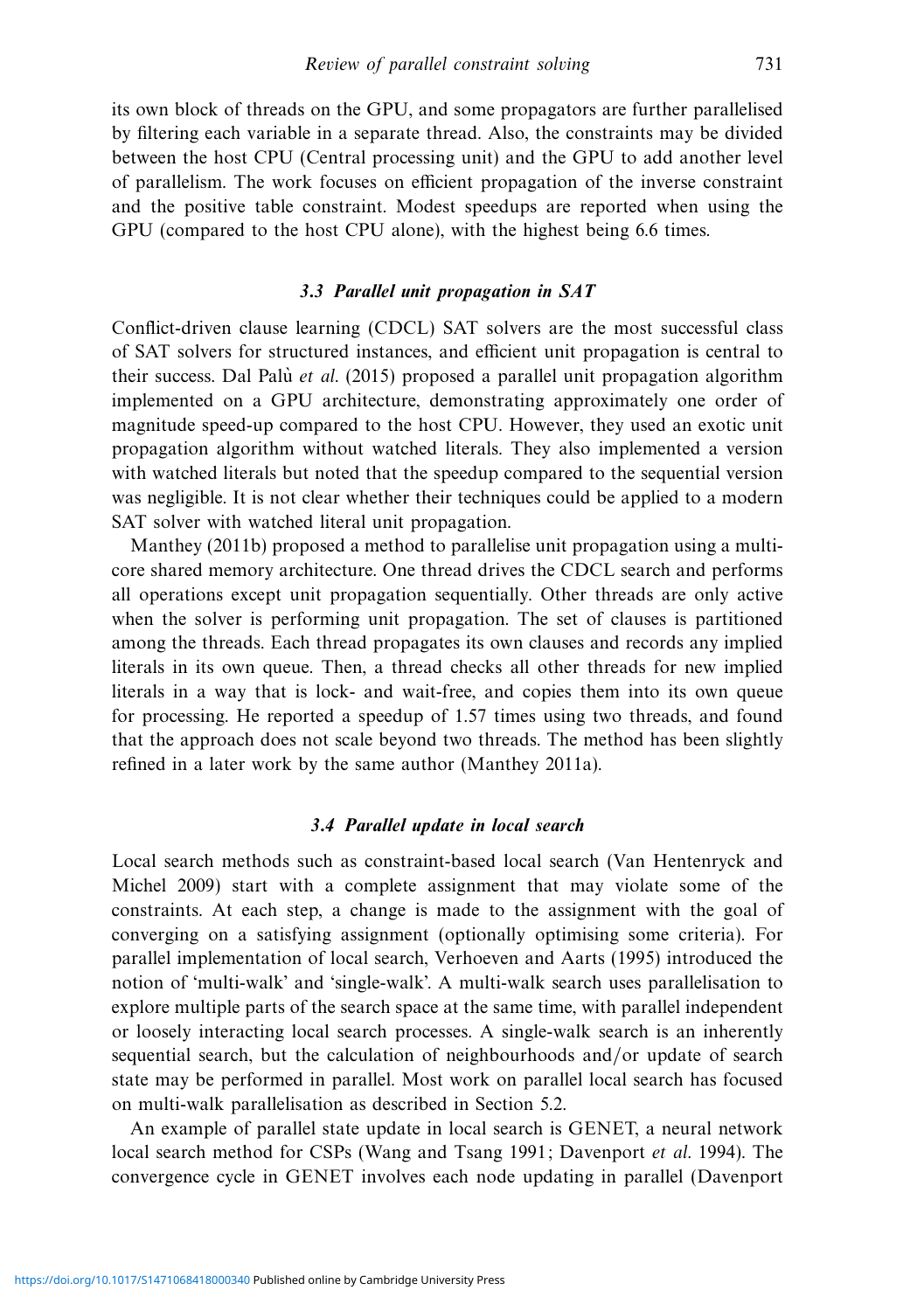its own block of threads on the GPU, and some propagators are further parallelised by filtering each variable in a separate thread. Also, the constraints may be divided between the host CPU (Central processing unit) and the GPU to add another level of parallelism. The work focuses on efficient propagation of the inverse constraint and the positive table constraint. Modest speedups are reported when using the GPU (compared to the host CPU alone), with the highest being 6.6 times.

### 3.3 Parallel unit propagation in SAT

Conflict-driven clause learning (CDCL) SAT solvers are the most successful class of SAT solvers for structured instances, and efficient unit propagation is central to their success. Dal Palù *et al.* (2015) proposed a parallel unit propagation algorithm implemented on a GPU architecture, demonstrating approximately one order of magnitude speed-up compared to the host CPU. However, they used an exotic unit propagation algorithm without watched literals. They also implemented a version with watched literals but noted that the speedup compared to the sequential version was negligible. It is not clear whether their techniques could be applied to a modern SAT solver with watched literal unit propagation.

Manthey (2011b) proposed a method to parallelise unit propagation using a multi-core shared memory architecture. One thread drives the CDCL search and performs all operations except unit propagation sequentially. Other threads are only active when the solver is performing unit propagation. The set of clauses is partitioned among the threads. Each thread propagates its own clauses and records any implied literals in its own queue. Then, a thread checks all other threads for new implied literals in a way that is lock- and wait-free, and copies them into its own queue for processing. He reported a speedup of 1.57 times using two threads, and found that the approach does not scale beyond two threads. The method has been slightly refined in a later work by the same author (Manthey 2011a).

### 3.4 Parallel update in local search

Local search methods such as constraint-based local search (Van Hentenryck and Michel 2009) start with a complete assignment that may violate some of the constraints. At each step, a change is made to the assignment with the goal of converging on a satisfying assignment (optionally optimising some criteria). For parallel implementation of local search, Verhoeven and Aarts (1995) introduced the notion of 'multi-walk' and 'single-walk'. A multi-walk search uses parallelisation to explore multiple parts of the search space at the same time, with parallel independent or loosely interacting local search processes. A single-walk search is an inherently sequential search, but the calculation of neighbourhoods and/or update of search state may be performed in parallel. Most work on parallel local search has focused on multi-walk parallelisation as described in Section 5.2.

An example of parallel state update in local search is GENET, a neural network local search method for CSPs (Wang and Tsang 1991; Davenport *et al.* 1994). The convergence cycle in GENET involves each node updating in parallel (Davenport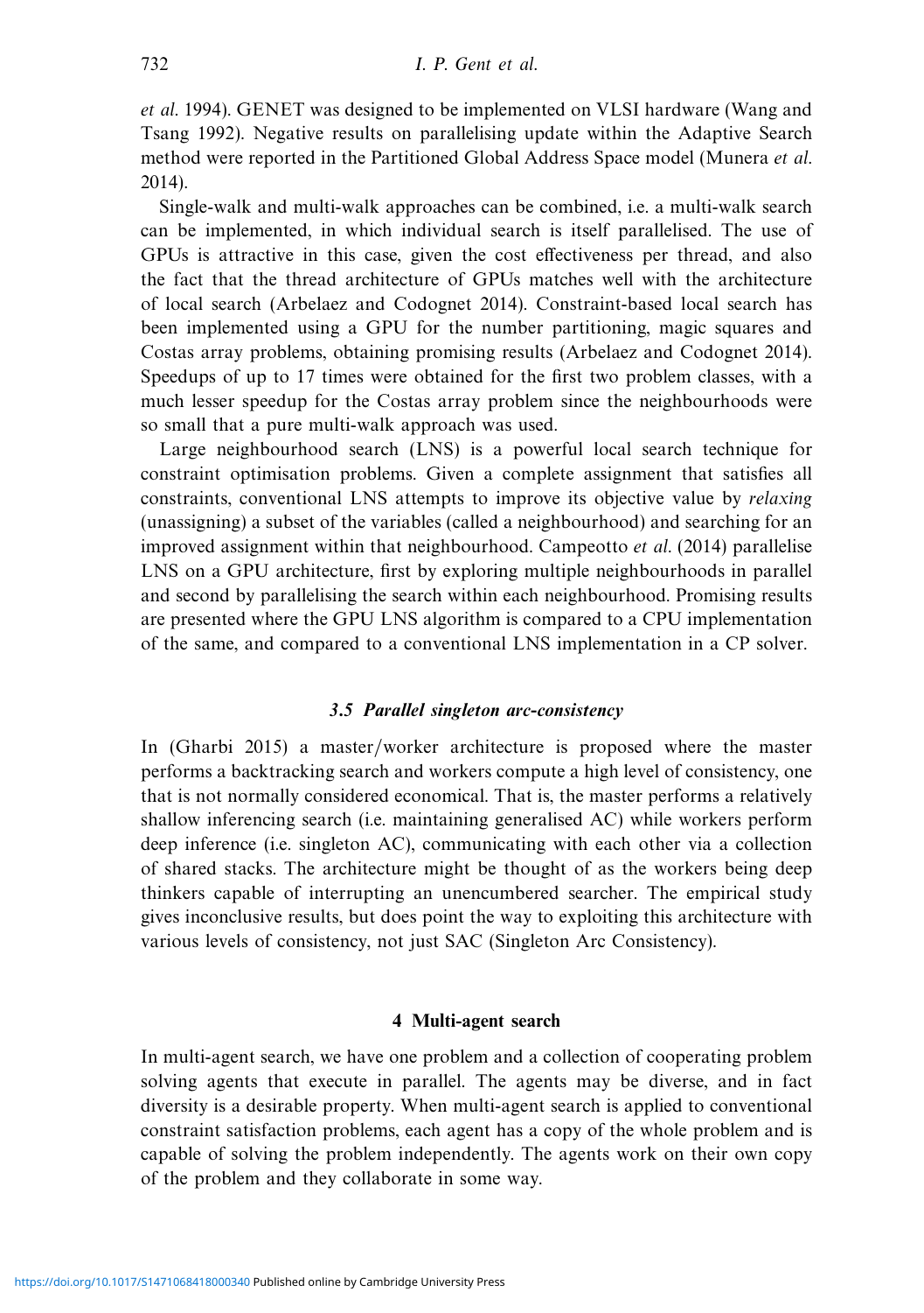*et al.* 1994). GENET was designed to be implemented on VLSI hardware (Wang and Tsang 1992). Negative results on parallelising update within the Adaptive Search method were reported in the Partitioned Global Address Space model (Munera *et al.* 2014).

Single-walk and multi-walk approaches can be combined, i.e. a multi-walk search can be implemented, in which individual search is itself parallelised. The use of GPUs is attractive in this case, given the cost effectiveness per thread, and also the fact that the thread architecture of GPUs matches well with the architecture of local search (Arbelaez and Codognet 2014). Constraint-based local search has been implemented using a GPU for the number partitioning, magic squares and Costas array problems, obtaining promising results (Arbelaez and Codognet 2014). Speedups of up to 17 times were obtained for the first two problem classes, with a much lesser speedup for the Costas array problem since the neighbourhoods were so small that a pure multi-walk approach was used.

Large neighbourhood search (LNS) is a powerful local search technique for constraint optimisation problems. Given a complete assignment that satisfies all constraints, conventional LNS attempts to improve its objective value by *relaxing* (unassigning) a subset of the variables (called a neighbourhood) and searching for an improved assignment within that neighbourhood. Campeotto *et al.* (2014) parallelise LNS on a GPU architecture, first by exploring multiple neighbourhoods in parallel and second by parallelising the search within each neighbourhood. Promising results are presented where the GPU LNS algorithm is compared to a CPU implementation of the same, and compared to a conventional LNS implementation in a CP solver.

### 3.5 *Parallel singleton arc-consistency*

In (Gharbi 2015) a master/worker architecture is proposed where the master performs a backtracking search and workers compute a high level of consistency, one that is not normally considered economical. That is, the master performs a relatively shallow inferencing search (i.e. maintaining generalised AC) while workers perform deep inference (i.e. singleton AC), communicating with each other via a collection of shared stacks. The architecture might be thought of as the workers being deep thinkers capable of interrupting an unencumbered searcher. The empirical study gives inconclusive results, but does point the way to exploiting this architecture with various levels of consistency, not just SAC (Singleton Arc Consistency).

## 4 Multi-agent search

In multi-agent search, we have one problem and a collection of cooperating problem solving agents that execute in parallel. The agents may be diverse, and in fact diversity is a desirable property. When multi-agent search is applied to conventional constraint satisfaction problems, each agent has a copy of the whole problem and is capable of solving the problem independently. The agents work on their own copy of the problem and they collaborate in some way.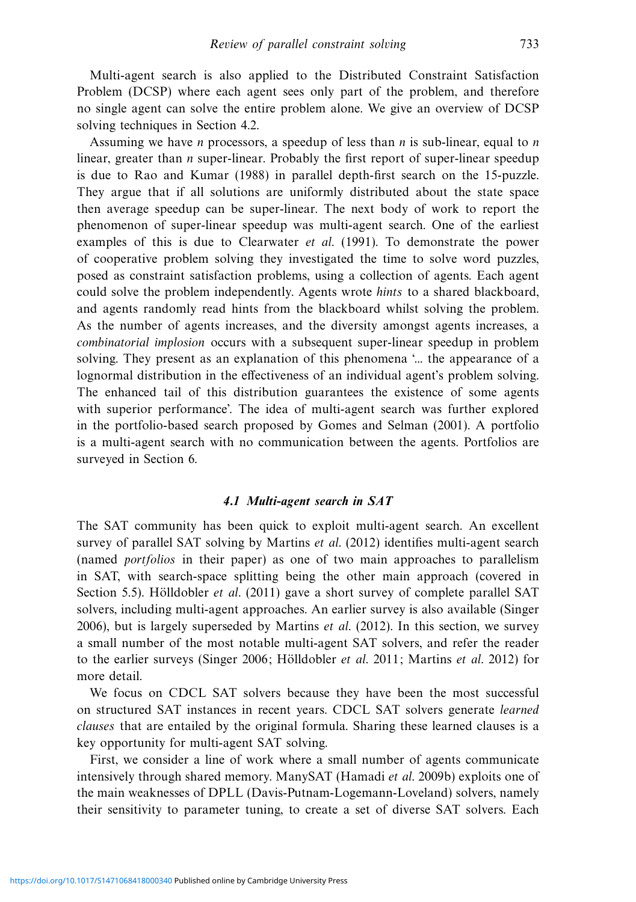Multi-agent search is also applied to the Distributed Constraint Satisfaction Problem (DCSP) where each agent sees only part of the problem, and therefore no single agent can solve the entire problem alone. We give an overview of DCSP solving techniques in Section 4.2.

Assuming we have $n$ processors, a speedup of less than $n$ is sub-linear, equal to $n$ linear, greater than $n$ super-linear. Probably the first report of super-linear speedup is due to Rao and Kumar (1988) in parallel depth-first search on the 15-puzzle. They argue that if all solutions are uniformly distributed about the state space then average speedup can be super-linear. The next body of work to report the phenomenon of super-linear speedup was multi-agent search. One of the earliest examples of this is due to Clearwater *et al.* (1991). To demonstrate the power of cooperative problem solving they investigated the time to solve word puzzles, posed as constraint satisfaction problems, using a collection of agents. Each agent could solve the problem independently. Agents wrote *hints* to a shared blackboard, and agents randomly read hints from the blackboard whilst solving the problem. As the number of agents increases, and the diversity amongst agents increases, a *combinatorial implosion* occurs with a subsequent super-linear speedup in problem solving. They present as an explanation of this phenomena '... the appearance of a lognormal distribution in the effectiveness of an individual agent's problem solving. The enhanced tail of this distribution guarantees the existence of some agents with superior performance'. The idea of multi-agent search was further explored in the portfolio-based search proposed by Gomes and Selman (2001). A portfolio is a multi-agent search with no communication between the agents. Portfolios are surveyed in Section 6.

### *4.1 Multi-agent search in SAT*

The SAT community has been quick to exploit multi-agent search. An excellent survey of parallel SAT solving by Martins *et al.* (2012) identifies multi-agent search (named *portfolios* in their paper) as one of two main approaches to parallelism in SAT, with search-space splitting being the other main approach (covered in Section 5.5). Hölldobler *et al.* (2011) gave a short survey of complete parallel SAT solvers, including multi-agent approaches. An earlier survey is also available (Singer 2006), but is largely superseded by Martins *et al.* (2012). In this section, we survey a small number of the most notable multi-agent SAT solvers, and refer the reader to the earlier surveys (Singer 2006; Hölldobler *et al.* 2011; Martins *et al.* 2012) for more detail.

We focus on CDCL SAT solvers because they have been the most successful on structured SAT instances in recent years. CDCL SAT solvers generate *learned clauses* that are entailed by the original formula. Sharing these learned clauses is a key opportunity for multi-agent SAT solving.

First, we consider a line of work where a small number of agents communicate intensively through shared memory. ManySAT (Hamadi *et al.* 2009b) exploits one of the main weaknesses of DPLL (Davis-Putnam-Logemann-Loveland) solvers, namely their sensitivity to parameter tuning, to create a set of diverse SAT solvers. Each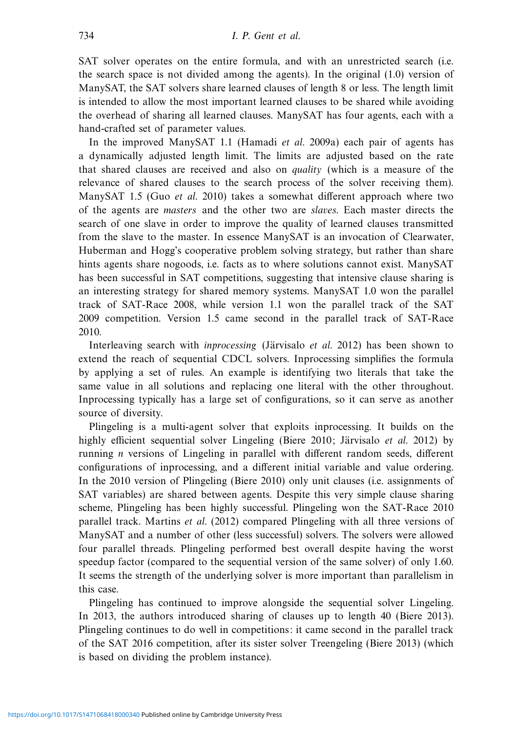SAT solver operates on the entire formula, and with an unrestricted search (i.e. the search space is not divided among the agents). In the original (1.0) version of ManySAT, the SAT solvers share learned clauses of length 8 or less. The length limit is intended to allow the most important learned clauses to be shared while avoiding the overhead of sharing all learned clauses. ManySAT has four agents, each with a hand-crafted set of parameter values.

In the improved ManySAT 1.1 (Hamadi *et al.* 2009a) each pair of agents has a dynamically adjusted length limit. The limits are adjusted based on the rate that shared clauses are received and also on *quality* (which is a measure of the relevance of shared clauses to the search process of the solver receiving them). ManySAT 1.5 (Guo *et al.* 2010) takes a somewhat different approach where two of the agents are *masters* and the other two are *slaves*. Each master directs the search of one slave in order to improve the quality of learned clauses transmitted from the slave to the master. In essence ManySAT is an invocation of Clearwater, Huberman and Hogg's cooperative problem solving strategy, but rather than share hints agents share nogoods, i.e. facts as to where solutions cannot exist. ManySAT has been successful in SAT competitions, suggesting that intensive clause sharing is an interesting strategy for shared memory systems. ManySAT 1.0 won the parallel track of SAT-Race 2008, while version 1.1 won the parallel track of the SAT 2009 competition. Version 1.5 came second in the parallel track of SAT-Race 2010.

Interleaving search with *inprocessing* (Järvisalo *et al.* 2012) has been shown to extend the reach of sequential CDCL solvers. Inprocessing simplifies the formula by applying a set of rules. An example is identifying two literals that take the same value in all solutions and replacing one literal with the other throughout. Inprocessing typically has a large set of configurations, so it can serve as another source of diversity.

Plingeling is a multi-agent solver that exploits inprocessing. It builds on the highly efficient sequential solver Lingeling (Biere 2010; Järvisalo *et al.* 2012) by running $n$ versions of Lingeling in parallel with different random seeds, different configurations of inprocessing, and a different initial variable and value ordering. In the 2010 version of Plingeling (Biere 2010) only unit clauses (i.e. assignments of SAT variables) are shared between agents. Despite this very simple clause sharing scheme, Plingeling has been highly successful. Plingeling won the SAT-Race 2010 parallel track. Martins *et al.* (2012) compared Plingeling with all three versions of ManySAT and a number of other (less successful) solvers. The solvers were allowed four parallel threads. Plingeling performed best overall despite having the worst speedup factor (compared to the sequential version of the same solver) of only 1.60. It seems the strength of the underlying solver is more important than parallelism in this case.

Plingeling has continued to improve alongside the sequential solver Lingeling. In 2013, the authors introduced sharing of clauses up to length 40 (Biere 2013). Plingeling continues to do well in competitions: it came second in the parallel track of the SAT 2016 competition, after its sister solver Treengeling (Biere 2013) (which is based on dividing the problem instance).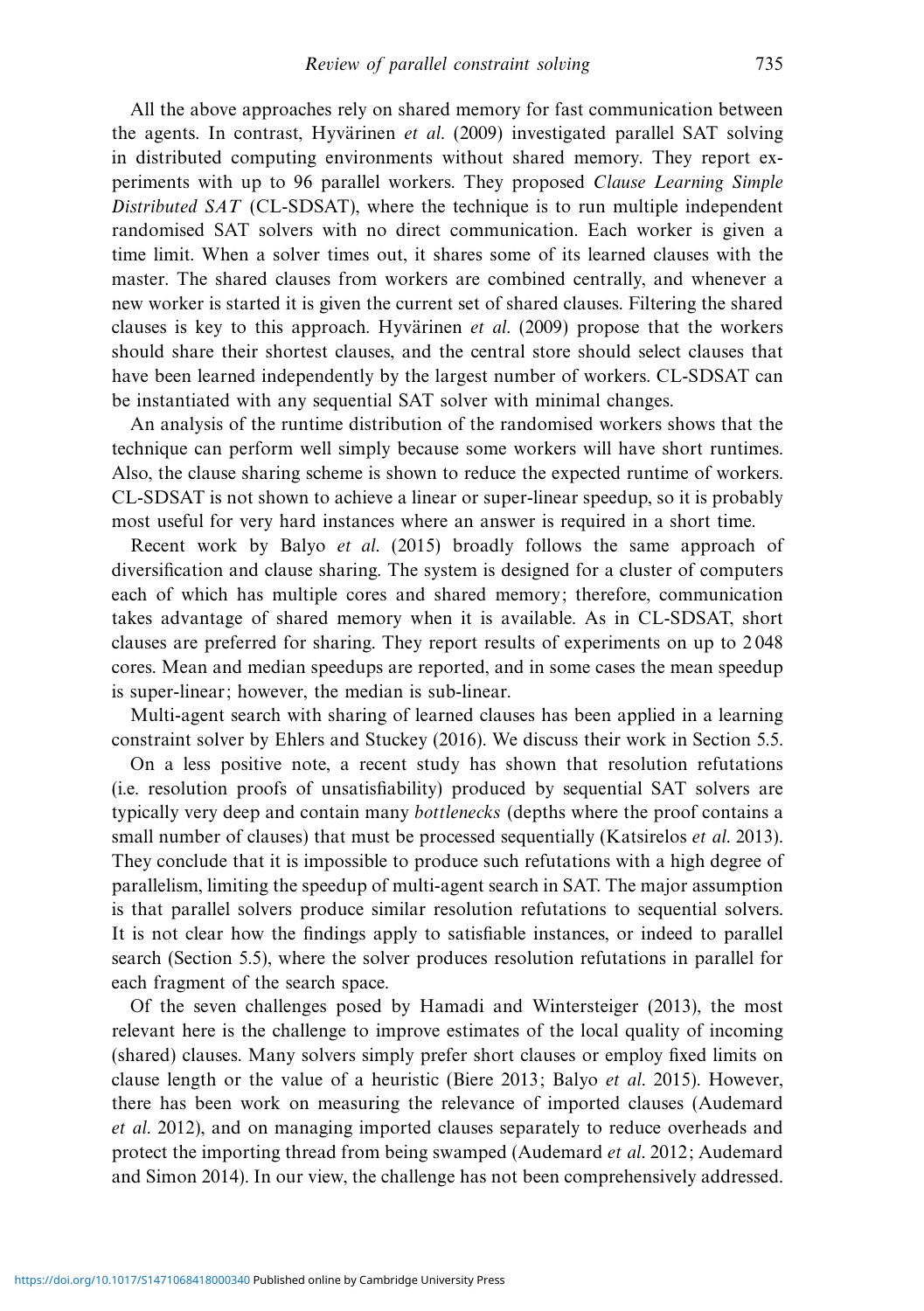All the above approaches rely on shared memory for fast communication between the agents. In contrast, Hyvärinen *et al.* (2009) investigated parallel SAT solving in distributed computing environments without shared memory. They report experiments with up to 96 parallel workers. They proposed *Clause Learning Simple Distributed SAT* (CL-SDSAT), where the technique is to run multiple independent randomised SAT solvers with no direct communication. Each worker is given a time limit. When a solver times out, it shares some of its learned clauses with the master. The shared clauses from workers are combined centrally, and whenever a new worker is started it is given the current set of shared clauses. Filtering the shared clauses is key to this approach. Hyvärinen *et al.* (2009) propose that the workers should share their shortest clauses, and the central store should select clauses that have been learned independently by the largest number of workers. CL-SDSAT can be instantiated with any sequential SAT solver with minimal changes.

An analysis of the runtime distribution of the randomised workers shows that the technique can perform well simply because some workers will have short runtimes. Also, the clause sharing scheme is shown to reduce the expected runtime of workers. CL-SDSAT is not shown to achieve a linear or super-linear speedup, so it is probably most useful for very hard instances where an answer is required in a short time.

Recent work by Balyo *et al.* (2015) broadly follows the same approach of diversification and clause sharing. The system is designed for a cluster of computers each of which has multiple cores and shared memory; therefore, communication takes advantage of shared memory when it is available. As in CL-SDSAT, short clauses are preferred for sharing. They report results of experiments on up to 2 048 cores. Mean and median speedups are reported, and in some cases the mean speedup is super-linear; however, the median is sub-linear.

Multi-agent search with sharing of learned clauses has been applied in a learning constraint solver by Ehlers and Stuckey (2016). We discuss their work in Section 5.5.

On a less positive note, a recent study has shown that resolution refutations (i.e. resolution proofs of unsatisfiability) produced by sequential SAT solvers are typically very deep and contain many *bottlenecks* (depths where the proof contains a small number of clauses) that must be processed sequentially (Katsirelos *et al.* 2013). They conclude that it is impossible to produce such refutations with a high degree of parallelism, limiting the speedup of multi-agent search in SAT. The major assumption is that parallel solvers produce similar resolution refutations to sequential solvers. It is not clear how the findings apply to satisfiable instances, or indeed to parallel search (Section 5.5), where the solver produces resolution refutations in parallel for each fragment of the search space.

Of the seven challenges posed by Hamadi and Wintersteiger (2013), the most relevant here is the challenge to improve estimates of the local quality of incoming (shared) clauses. Many solvers simply prefer short clauses or employ fixed limits on clause length or the value of a heuristic (Biere 2013; Balyo *et al.* 2015). However, there has been work on measuring the relevance of imported clauses (Audemard *et al.* 2012), and on managing imported clauses separately to reduce overheads and protect the importing thread from being swamped (Audemard *et al.* 2012; Audemard and Simon 2014). In our view, the challenge has not been comprehensively addressed.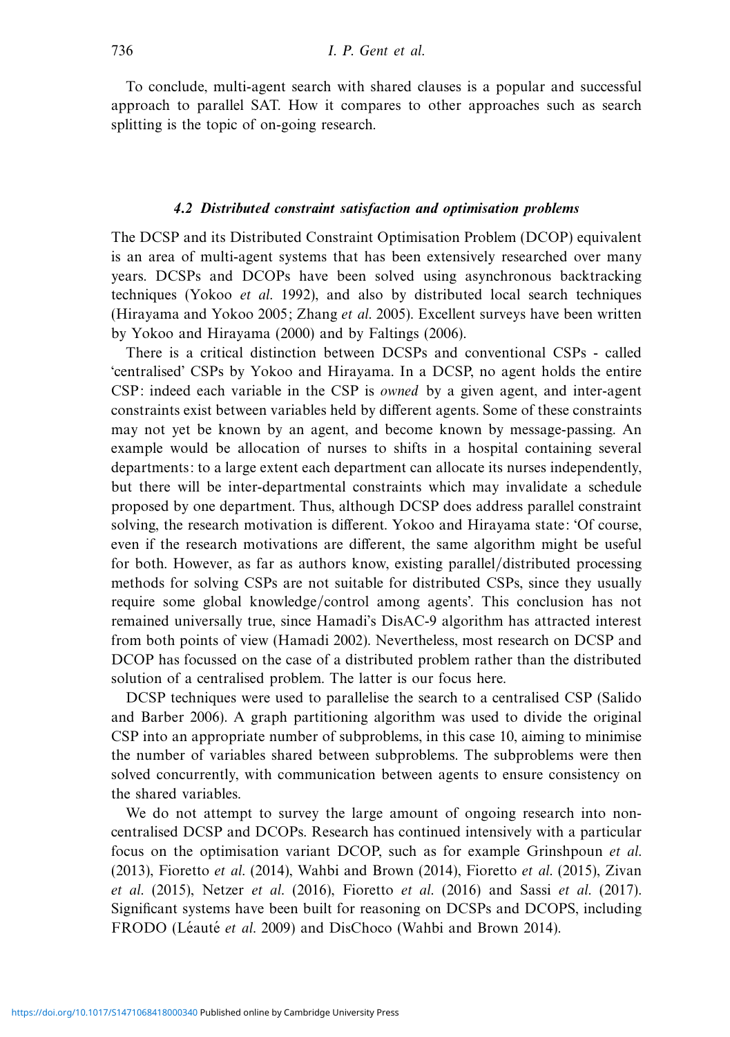To conclude, multi-agent search with shared clauses is a popular and successful approach to parallel SAT. How it compares to other approaches such as search splitting is the topic of on-going research.

### *4.2 Distributed constraint satisfaction and optimisation problems*

The DCSP and its Distributed Constraint Optimisation Problem (DCOP) equivalent is an area of multi-agent systems that has been extensively researched over many years. DCSPs and DCOPs have been solved using asynchronous backtracking techniques (Yokoo *et al.* 1992), and also by distributed local search techniques (Hirayama and Yokoo 2005; Zhang *et al.* 2005). Excellent surveys have been written by Yokoo and Hirayama (2000) and by Faltings (2006).

There is a critical distinction between DCSPs and conventional CSPs - called 'centralised' CSPs by Yokoo and Hirayama. In a DCSP, no agent holds the entire CSP: indeed each variable in the CSP is *owned* by a given agent, and inter-agent constraints exist between variables held by different agents. Some of these constraints may not yet be known by an agent, and become known by message-passing. An example would be allocation of nurses to shifts in a hospital containing several departments: to a large extent each department can allocate its nurses independently, but there will be inter-departmental constraints which may invalidate a schedule proposed by one department. Thus, although DCSP does address parallel constraint solving, the research motivation is different. Yokoo and Hirayama state: 'Of course, even if the research motivations are different, the same algorithm might be useful for both. However, as far as authors know, existing parallel/distributed processing methods for solving CSPs are not suitable for distributed CSPs, since they usually require some global knowledge/control among agents'. This conclusion has not remained universally true, since Hamadi's DisAC-9 algorithm has attracted interest from both points of view (Hamadi 2002). Nevertheless, most research on DCSP and DCOP has focussed on the case of a distributed problem rather than the distributed solution of a centralised problem. The latter is our focus here.

DCSP techniques were used to parallelise the search to a centralised CSP (Salido and Barber 2006). A graph partitioning algorithm was used to divide the original CSP into an appropriate number of subproblems, in this case 10, aiming to minimise the number of variables shared between subproblems. The subproblems were then solved concurrently, with communication between agents to ensure consistency on the shared variables.

We do not attempt to survey the large amount of ongoing research into non-centralised DCSP and DCOPs. Research has continued intensively with a particular focus on the optimisation variant DCOP, such as for example Grinshpoun *et al.* (2013), Fioretto *et al.* (2014), Wahbi and Brown (2014), Fioretto *et al.* (2015), Zivan *et al.* (2015), Netzer *et al.* (2016), Fioretto *et al.* (2016) and Sassi *et al.* (2017). Significant systems have been built for reasoning on DCSPs and DCOPS, including FRODO (Léauté *et al.* 2009) and DisChoco (Wahbi and Brown 2014).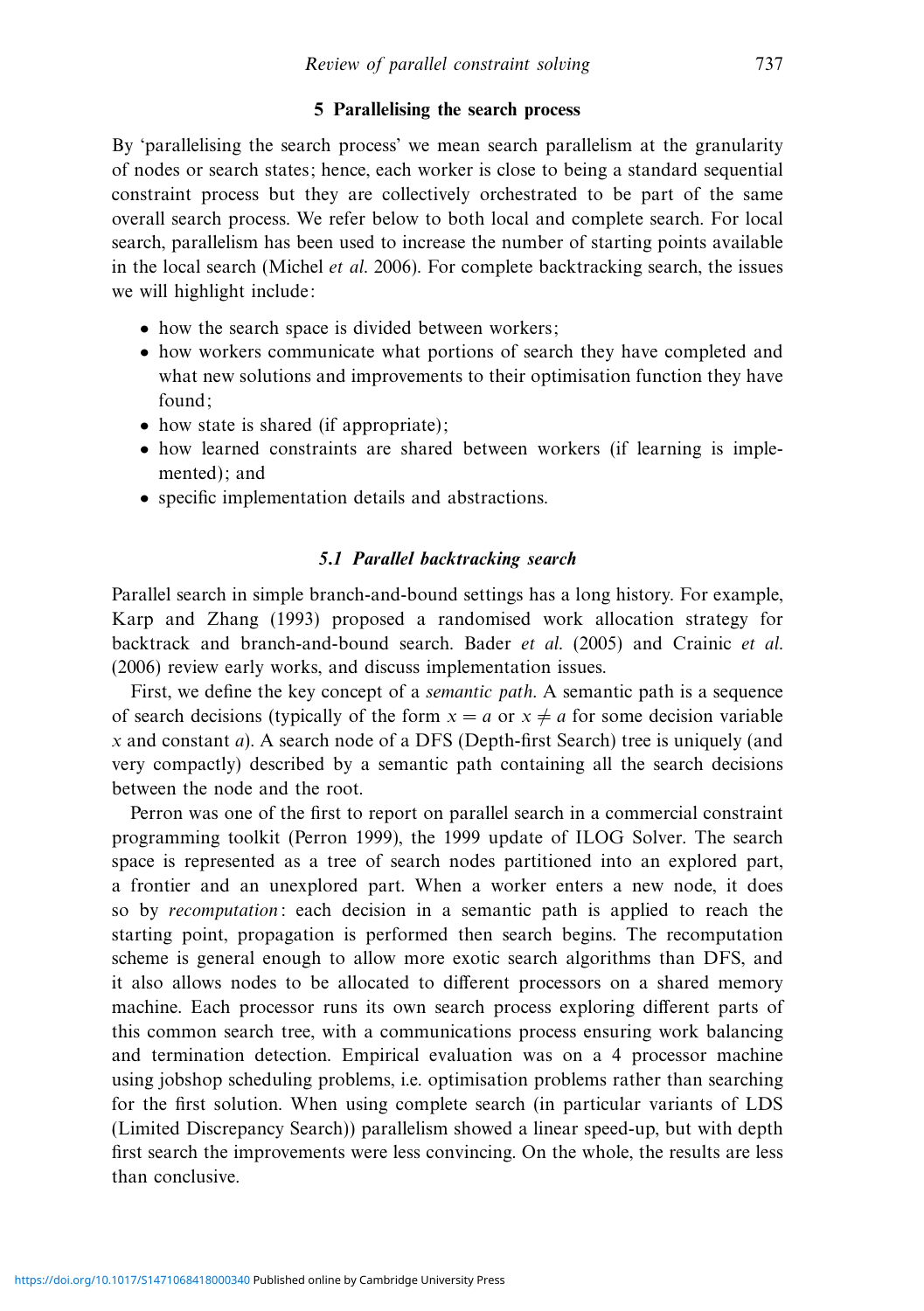## 5 Parallelising the search process

By 'parallelising the search process' we mean search parallelism at the granularity of nodes or search states; hence, each worker is close to being a standard sequential constraint process but they are collectively orchestrated to be part of the same overall search process. We refer below to both local and complete search. For local search, parallelism has been used to increase the number of starting points available in the local search (Michel *et al.* 2006). For complete backtracking search, the issues we will highlight include:

- how the search space is divided between workers;
- how workers communicate what portions of search they have completed and what new solutions and improvements to their optimisation function they have found;
- how state is shared (if appropriate);
- how learned constraints are shared between workers (if learning is implemented); and
- specific implementation details and abstractions.

### *5.1 Parallel backtracking search*

Parallel search in simple branch-and-bound settings has a long history. For example, Karp and Zhang (1993) proposed a randomised work allocation strategy for backtrack and branch-and-bound search. Bader *et al.* (2005) and Crainic *et al.* (2006) review early works, and discuss implementation issues.

First, we define the key concept of a *semantic path*. A semantic path is a sequence of search decisions (typically of the form $x = a$ or $x \neq a$ for some decision variable $x$ and constant $a$). A search node of a DFS (Depth-first Search) tree is uniquely (and very compactly) described by a semantic path containing all the search decisions between the node and the root.

Perron was one of the first to report on parallel search in a commercial constraint programming toolkit (Perron 1999), the 1999 update of ILOG Solver. The search space is represented as a tree of search nodes partitioned into an explored part, a frontier and an unexplored part. When a worker enters a new node, it does so by *recomputation*: each decision in a semantic path is applied to reach the starting point, propagation is performed then search begins. The recomputation scheme is general enough to allow more exotic search algorithms than DFS, and it also allows nodes to be allocated to different processors on a shared memory machine. Each processor runs its own search process exploring different parts of this common search tree, with a communications process ensuring work balancing and termination detection. Empirical evaluation was on a 4 processor machine using jobshop scheduling problems, i.e. optimisation problems rather than searching for the first solution. When using complete search (in particular variants of LDS (Limited Discrepancy Search)) parallelism showed a linear speed-up, but with depth first search the improvements were less convincing. On the whole, the results are less than conclusive.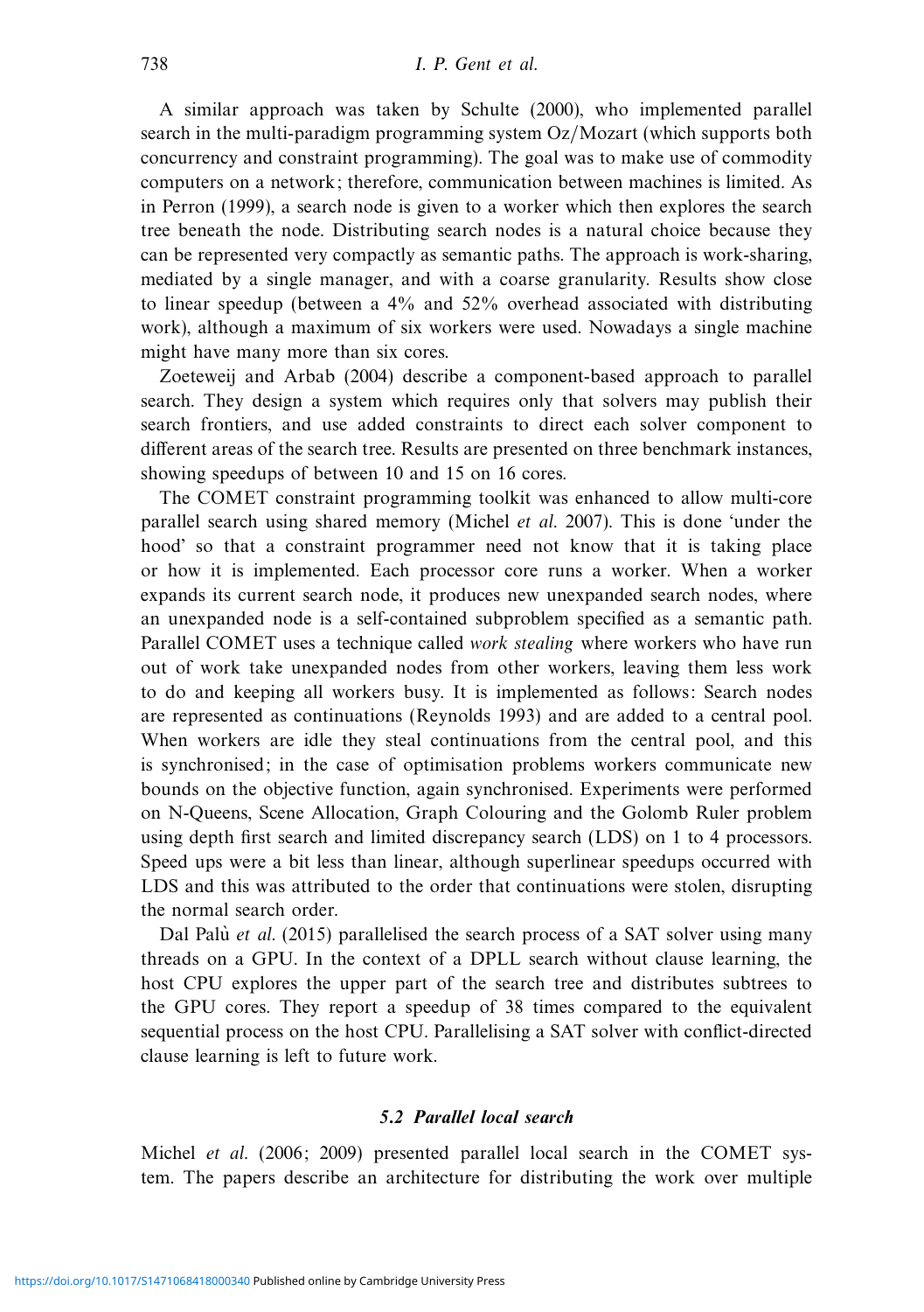A similar approach was taken by Schulte (2000), who implemented parallel search in the multi-paradigm programming system Oz/Mozart (which supports both concurrency and constraint programming). The goal was to make use of commodity computers on a network; therefore, communication between machines is limited. As in Perron (1999), a search node is given to a worker which then explores the search tree beneath the node. Distributing search nodes is a natural choice because they can be represented very compactly as semantic paths. The approach is work-sharing, mediated by a single manager, and with a coarse granularity. Results show close to linear speedup (between a 4% and 52% overhead associated with distributing work), although a maximum of six workers were used. Nowadays a single machine might have many more than six cores.

Zoeteweij and Arbab (2004) describe a component-based approach to parallel search. They design a system which requires only that solvers may publish their search frontiers, and use added constraints to direct each solver component to different areas of the search tree. Results are presented on three benchmark instances, showing speedups of between 10 and 15 on 16 cores.

The COMET constraint programming toolkit was enhanced to allow multi-core parallel search using shared memory (Michel *et al.* 2007). This is done 'under the hood' so that a constraint programmer need not know that it is taking place or how it is implemented. Each processor core runs a worker. When a worker expands its current search node, it produces new unexpanded search nodes, where an unexpanded node is a self-contained subproblem specified as a semantic path. Parallel COMET uses a technique called *work stealing* where workers who have run out of work take unexpanded nodes from other workers, leaving them less work to do and keeping all workers busy. It is implemented as follows: Search nodes are represented as continuations (Reynolds 1993) and are added to a central pool. When workers are idle they steal continuations from the central pool, and this is synchronised; in the case of optimisation problems workers communicate new bounds on the objective function, again synchronised. Experiments were performed on N-Queens, Scene Allocation, Graph Colouring and the Golomb Ruler problem using depth first search and limited discrepancy search (LDS) on 1 to 4 processors. Speed ups were a bit less than linear, although superlinear speedups occurred with LDS and this was attributed to the order that continuations were stolen, disrupting the normal search order.

Dal Palù *et al.* (2015) parallelised the search process of a SAT solver using many threads on a GPU. In the context of a DPLL search without clause learning, the host CPU explores the upper part of the search tree and distributes subtrees to the GPU cores. They report a speedup of 38 times compared to the equivalent sequential process on the host CPU. Parallelising a SAT solver with conflict-directed clause learning is left to future work.

### *5.2 Parallel local search*

Michel *et al.* (2006; 2009) presented parallel local search in the COMET system. The papers describe an architecture for distributing the work over multiple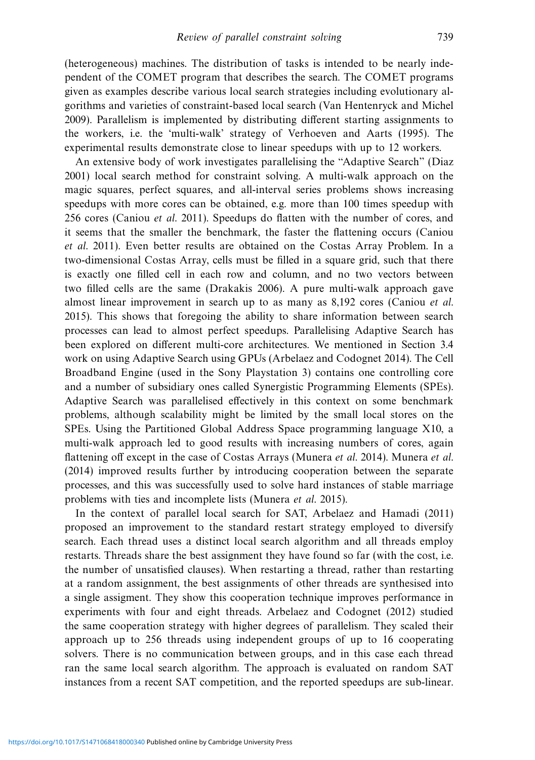(heterogeneous) machines. The distribution of tasks is intended to be nearly independent of the COMET program that describes the search. The COMET programs given as examples describe various local search strategies including evolutionary algorithms and varieties of constraint-based local search (Van Hentenryck and Michel 2009). Parallelism is implemented by distributing different starting assignments to the workers, i.e. the 'multi-walk' strategy of Verhoeven and Aarts (1995). The experimental results demonstrate close to linear speedups with up to 12 workers.

An extensive body of work investigates parallelising the "Adaptive Search" (Diaz 2001) local search method for constraint solving. A multi-walk approach on the magic squares, perfect squares, and all-interval series problems shows increasing speedups with more cores can be obtained, e.g. more than 100 times speedup with 256 cores (Caniou *et al.* 2011). Speedups do flatten with the number of cores, and it seems that the smaller the benchmark, the faster the flattening occurs (Caniou *et al.* 2011). Even better results are obtained on the Costas Array Problem. In a two-dimensional Costas Array, cells must be filled in a square grid, such that there is exactly one filled cell in each row and column, and no two vectors between two filled cells are the same (Drakakis 2006). A pure multi-walk approach gave almost linear improvement in search up to as many as 8,192 cores (Caniou *et al.* 2015). This shows that foregoing the ability to share information between search processes can lead to almost perfect speedups. Parallelising Adaptive Search has been explored on different multi-core architectures. We mentioned in Section 3.4 work on using Adaptive Search using GPUs (Arbelaez and Codognet 2014). The Cell Broadband Engine (used in the Sony Playstation 3) contains one controlling core and a number of subsidiary ones called Synergistic Programming Elements (SPEs). Adaptive Search was parallelised effectively in this context on some benchmark problems, although scalability might be limited by the small local stores on the SPEs. Using the Partitioned Global Address Space programming language X10, a multi-walk approach led to good results with increasing numbers of cores, again flattening off except in the case of Costas Arrays (Munera *et al.* 2014). Munera *et al.* (2014) improved results further by introducing cooperation between the separate processes, and this was successfully used to solve hard instances of stable marriage problems with ties and incomplete lists (Munera *et al.* 2015).

In the context of parallel local search for SAT, Arbelaez and Hamadi (2011) proposed an improvement to the standard restart strategy employed to diversify search. Each thread uses a distinct local search algorithm and all threads employ restarts. Threads share the best assignment they have found so far (with the cost, i.e. the number of unsatisfied clauses). When restarting a thread, rather than restarting at a random assignment, the best assignments of other threads are synthesised into a single assigment. They show this cooperation technique improves performance in experiments with four and eight threads. Arbelaez and Codognet (2012) studied the same cooperation strategy with higher degrees of parallelism. They scaled their approach up to 256 threads using independent groups of up to 16 cooperating solvers. There is no communication between groups, and in this case each thread ran the same local search algorithm. The approach is evaluated on random SAT instances from a recent SAT competition, and the reported speedups are sub-linear.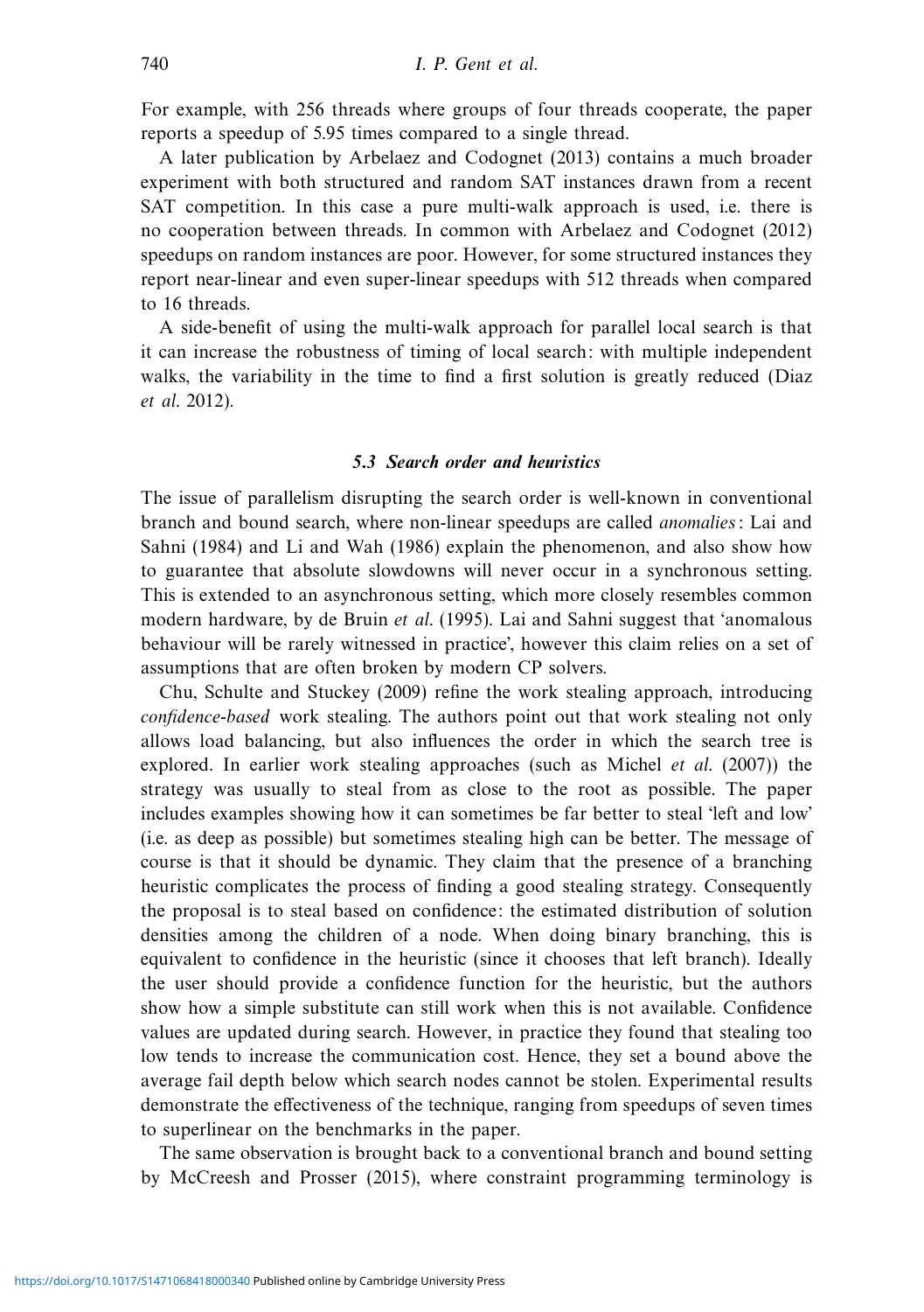For example, with 256 threads where groups of four threads cooperate, the paper reports a speedup of 5.95 times compared to a single thread.

A later publication by Arbelaez and Codognet (2013) contains a much broader experiment with both structured and random SAT instances drawn from a recent SAT competition. In this case a pure multi-walk approach is used, i.e. there is no cooperation between threads. In common with Arbelaez and Codognet (2012) speedups on random instances are poor. However, for some structured instances they report near-linear and even super-linear speedups with 512 threads when compared to 16 threads.

A side-benefit of using the multi-walk approach for parallel local search is that it can increase the robustness of timing of local search: with multiple independent walks, the variability in the time to find a first solution is greatly reduced (Diaz *et al.* 2012).

### 5.3 Search order and heuristics

The issue of parallelism disrupting the search order is well-known in conventional branch and bound search, where non-linear speedups are called *anomalies*: Lai and Sahni (1984) and Li and Wah (1986) explain the phenomenon, and also show how to guarantee that absolute slowdowns will never occur in a synchronous setting. This is extended to an asynchronous setting, which more closely resembles common modern hardware, by de Bruin *et al.* (1995). Lai and Sahni suggest that 'anomalous behaviour will be rarely witnessed in practice', however this claim relies on a set of assumptions that are often broken by modern CP solvers.

Chu, Schulte and Stuckey (2009) refine the work stealing approach, introducing *confidence-based* work stealing. The authors point out that work stealing not only allows load balancing, but also influences the order in which the search tree is explored. In earlier work stealing approaches (such as Michel *et al.* (2007)) the strategy was usually to steal from as close to the root as possible. The paper includes examples showing how it can sometimes be far better to steal 'left and low' (i.e. as deep as possible) but sometimes stealing high can be better. The message of course is that it should be dynamic. They claim that the presence of a branching heuristic complicates the process of finding a good stealing strategy. Consequently the proposal is to steal based on confidence: the estimated distribution of solution densities among the children of a node. When doing binary branching, this is equivalent to confidence in the heuristic (since it chooses that left branch). Ideally the user should provide a confidence function for the heuristic, but the authors show how a simple substitute can still work when this is not available. Confidence values are updated during search. However, in practice they found that stealing too low tends to increase the communication cost. Hence, they set a bound above the average fail depth below which search nodes cannot be stolen. Experimental results demonstrate the effectiveness of the technique, ranging from speedups of seven times to superlinear on the benchmarks in the paper.

The same observation is brought back to a conventional branch and bound setting by McCreesh and Prosser (2015), where constraint programming terminology is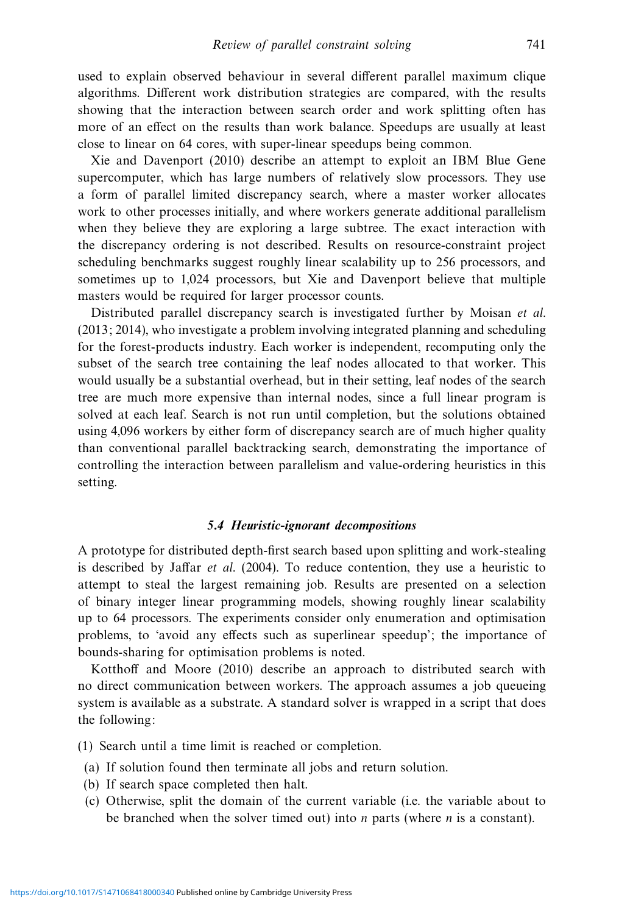used to explain observed behaviour in several different parallel maximum clique algorithms. Different work distribution strategies are compared, with the results showing that the interaction between search order and work splitting often has more of an effect on the results than work balance. Speedups are usually at least close to linear on 64 cores, with super-linear speedups being common.

Xie and Davenport (2010) describe an attempt to exploit an IBM Blue Gene supercomputer, which has large numbers of relatively slow processors. They use a form of parallel limited discrepancy search, where a master worker allocates work to other processes initially, and where workers generate additional parallelism when they believe they are exploring a large subtree. The exact interaction with the discrepancy ordering is not described. Results on resource-constraint project scheduling benchmarks suggest roughly linear scalability up to 256 processors, and sometimes up to 1,024 processors, but Xie and Davenport believe that multiple masters would be required for larger processor counts.

Distributed parallel discrepancy search is investigated further by Moisan *et al.* (2013; 2014), who investigate a problem involving integrated planning and scheduling for the forest-products industry. Each worker is independent, recomputing only the subset of the search tree containing the leaf nodes allocated to that worker. This would usually be a substantial overhead, but in their setting, leaf nodes of the search tree are much more expensive than internal nodes, since a full linear program is solved at each leaf. Search is not run until completion, but the solutions obtained using 4,096 workers by either form of discrepancy search are of much higher quality than conventional parallel backtracking search, demonstrating the importance of controlling the interaction between parallelism and value-ordering heuristics in this setting.

### 5.4 Heuristic-ignorant decompositions

A prototype for distributed depth-first search based upon splitting and work-stealing is described by Jaffar *et al.* (2004). To reduce contention, they use a heuristic to attempt to steal the largest remaining job. Results are presented on a selection of binary integer linear programming models, showing roughly linear scalability up to 64 processors. The experiments consider only enumeration and optimisation problems, to 'avoid any effects such as superlinear speedup'; the importance of bounds-sharing for optimisation problems is noted.

Kotthoff and Moore (2010) describe an approach to distributed search with no direct communication between workers. The approach assumes a job queueing system is available as a substrate. A standard solver is wrapped in a script that does the following:

(1) Search until a time limit is reached or completion.
  (a) If solution found then terminate all jobs and return solution.
  (b) If search space completed then halt.
  (c) Otherwise, split the domain of the current variable (i.e. the variable about to be branched when the solver timed out) into $n$ parts (where $n$ is a constant).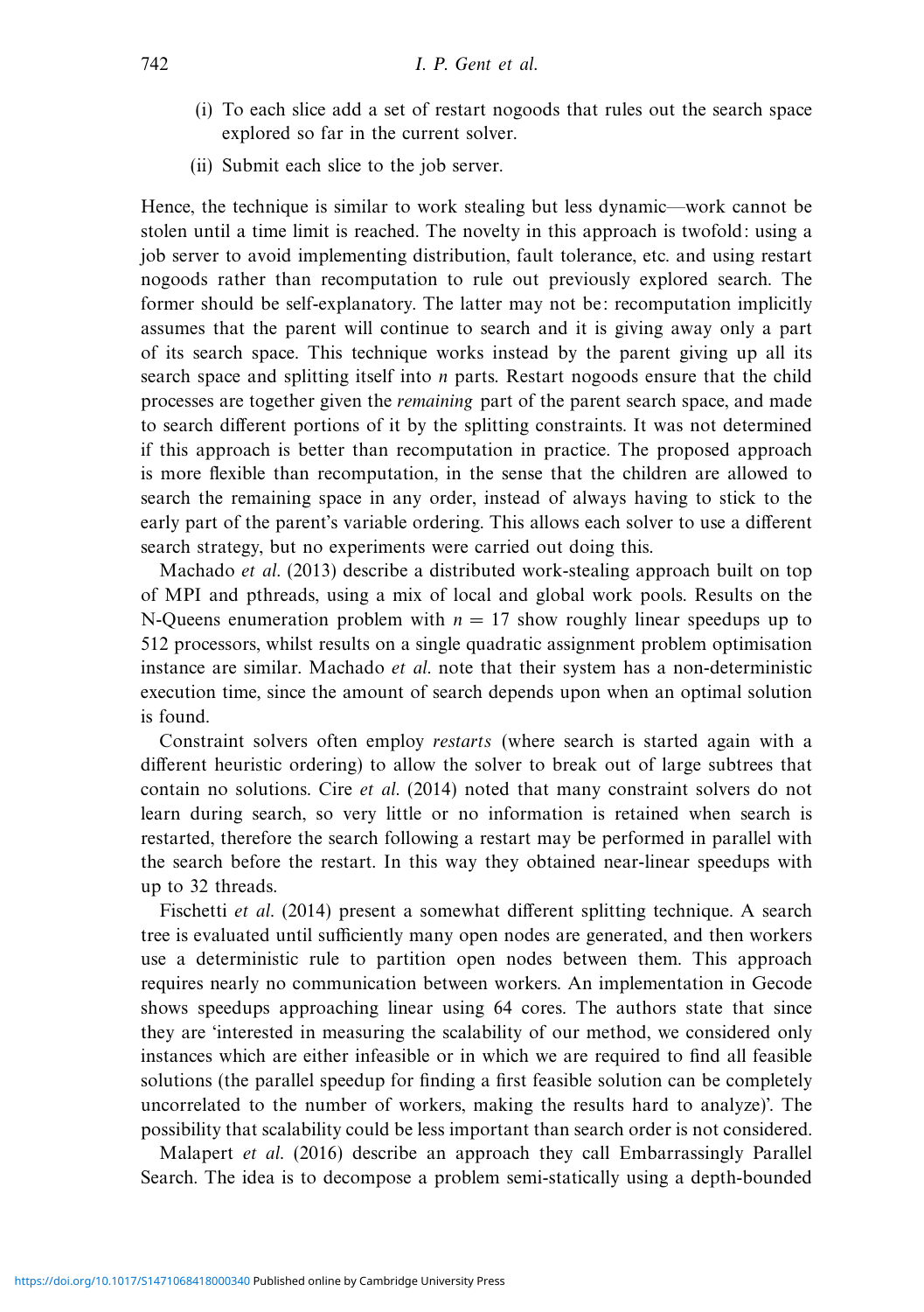(i) To each slice add a set of restart nogoods that rules out the search space explored so far in the current solver.

(ii) Submit each slice to the job server.

Hence, the technique is similar to work stealing but less dynamic—work cannot be stolen until a time limit is reached. The novelty in this approach is twofold: using a job server to avoid implementing distribution, fault tolerance, etc. and using restart nogoods rather than recomputation to rule out previously explored search. The former should be self-explanatory. The latter may not be: recomputation implicitly assumes that the parent will continue to search and it is giving away only a part of its search space. This technique works instead by the parent giving up all its search space and splitting itself into $n$ parts. Restart nogoods ensure that the child processes are together given the *remaining* part of the parent search space, and made to search different portions of it by the splitting constraints. It was not determined if this approach is better than recomputation in practice. The proposed approach is more flexible than recomputation, in the sense that the children are allowed to search the remaining space in any order, instead of always having to stick to the early part of the parent's variable ordering. This allows each solver to use a different search strategy, but no experiments were carried out doing this.

Machado *et al.* (2013) describe a distributed work-stealing approach built on top of MPI and pthreads, using a mix of local and global work pools. Results on the N-Queens enumeration problem with $n = 17$ show roughly linear speedups up to 512 processors, whilst results on a single quadratic assignment problem optimisation instance are similar. Machado *et al.* note that their system has a non-deterministic execution time, since the amount of search depends upon when an optimal solution is found.

Constraint solvers often employ *restarts* (where search is started again with a different heuristic ordering) to allow the solver to break out of large subtrees that contain no solutions. Cire *et al.* (2014) noted that many constraint solvers do not learn during search, so very little or no information is retained when search is restarted, therefore the search following a restart may be performed in parallel with the search before the restart. In this way they obtained near-linear speedups with up to 32 threads.

Fischetti *et al.* (2014) present a somewhat different splitting technique. A search tree is evaluated until sufficiently many open nodes are generated, and then workers use a deterministic rule to partition open nodes between them. This approach requires nearly no communication between workers. An implementation in Gecode shows speedups approaching linear using 64 cores. The authors state that since they are 'interested in measuring the scalability of our method, we considered only instances which are either infeasible or in which we are required to find all feasible solutions (the parallel speedup for finding a first feasible solution can be completely uncorrelated to the number of workers, making the results hard to analyze)'. The possibility that scalability could be less important than search order is not considered.

Malapert *et al.* (2016) describe an approach they call Embarrassingly Parallel Search. The idea is to decompose a problem semi-statically using a depth-bounded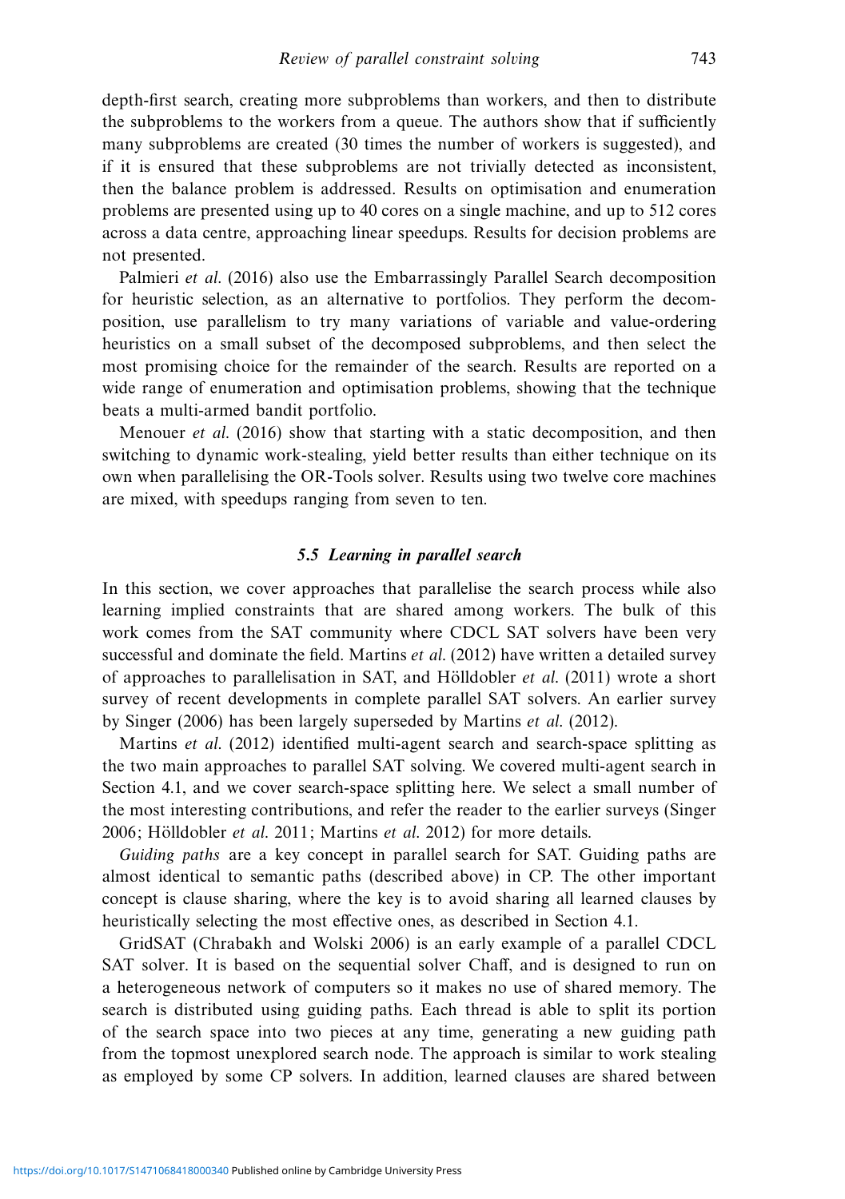depth-first search, creating more subproblems than workers, and then to distribute the subproblems to the workers from a queue. The authors show that if sufficiently many subproblems are created (30 times the number of workers is suggested), and if it is ensured that these subproblems are not trivially detected as inconsistent, then the balance problem is addressed. Results on optimisation and enumeration problems are presented using up to 40 cores on a single machine, and up to 512 cores across a data centre, approaching linear speedups. Results for decision problems are not presented.

Palmieri *et al.* (2016) also use the Embarrassingly Parallel Search decomposition for heuristic selection, as an alternative to portfolios. They perform the decomposition, use parallelism to try many variations of variable and value-ordering heuristics on a small subset of the decomposed subproblems, and then select the most promising choice for the remainder of the search. Results are reported on a wide range of enumeration and optimisation problems, showing that the technique beats a multi-armed bandit portfolio.

Menouer *et al.* (2016) show that starting with a static decomposition, and then switching to dynamic work-stealing, yield better results than either technique on its own when parallelising the OR-Tools solver. Results using two twelve core machines are mixed, with speedups ranging from seven to ten.

### 5.5 Learning in parallel search

In this section, we cover approaches that parallelise the search process while also learning implied constraints that are shared among workers. The bulk of this work comes from the SAT community where CDCL SAT solvers have been very successful and dominate the field. Martins *et al.* (2012) have written a detailed survey of approaches to parallelisation in SAT, and Hölldobler *et al.* (2011) wrote a short survey of recent developments in complete parallel SAT solvers. An earlier survey by Singer (2006) has been largely superseded by Martins *et al.* (2012).

Martins *et al.* (2012) identified multi-agent search and search-space splitting as the two main approaches to parallel SAT solving. We covered multi-agent search in Section 4.1, and we cover search-space splitting here. We select a small number of the most interesting contributions, and refer the reader to the earlier surveys (Singer 2006; Hölldobler *et al.* 2011; Martins *et al.* 2012) for more details.

*Guiding paths* are a key concept in parallel search for SAT. Guiding paths are almost identical to semantic paths (described above) in CP. The other important concept is clause sharing, where the key is to avoid sharing all learned clauses by heuristically selecting the most effective ones, as described in Section 4.1.

GridSAT (Chrabakh and Wolski 2006) is an early example of a parallel CDCL SAT solver. It is based on the sequential solver Chaff, and is designed to run on a heterogeneous network of computers so it makes no use of shared memory. The search is distributed using guiding paths. Each thread is able to split its portion of the search space into two pieces at any time, generating a new guiding path from the topmost unexplored search node. The approach is similar to work stealing as employed by some CP solvers. In addition, learned clauses are shared between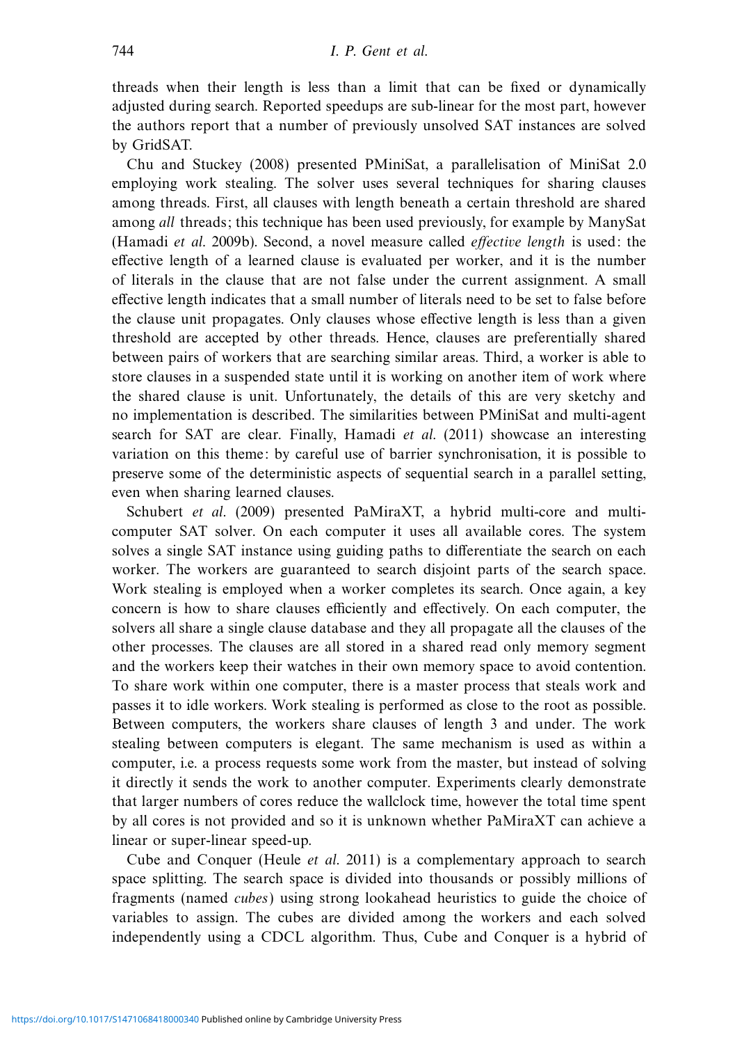threads when their length is less than a limit that can be fixed or dynamically adjusted during search. Reported speedups are sub-linear for the most part, however the authors report that a number of previously unsolved SAT instances are solved by GridSAT.

Chu and Stuckey (2008) presented PMiniSat, a parallelisation of MiniSat 2.0 employing work stealing. The solver uses several techniques for sharing clauses among threads. First, all clauses with length beneath a certain threshold are shared among *all* threads; this technique has been used previously, for example by ManySat (Hamadi *et al.* 2009b). Second, a novel measure called *effective length* is used: the effective length of a learned clause is evaluated per worker, and it is the number of literals in the clause that are not false under the current assignment. A small effective length indicates that a small number of literals need to be set to false before the clause unit propagates. Only clauses whose effective length is less than a given threshold are accepted by other threads. Hence, clauses are preferentially shared between pairs of workers that are searching similar areas. Third, a worker is able to store clauses in a suspended state until it is working on another item of work where the shared clause is unit. Unfortunately, the details of this are very sketchy and no implementation is described. The similarities between PMiniSat and multi-agent search for SAT are clear. Finally, Hamadi *et al.* (2011) showcase an interesting variation on this theme: by careful use of barrier synchronisation, it is possible to preserve some of the deterministic aspects of sequential search in a parallel setting, even when sharing learned clauses.

Schubert *et al.* (2009) presented PaMiraXT, a hybrid multi-core and multi-computer SAT solver. On each computer it uses all available cores. The system solves a single SAT instance using guiding paths to differentiate the search on each worker. The workers are guaranteed to search disjoint parts of the search space. Work stealing is employed when a worker completes its search. Once again, a key concern is how to share clauses efficiently and effectively. On each computer, the solvers all share a single clause database and they all propagate all the clauses of the other processes. The clauses are all stored in a shared read only memory segment and the workers keep their watches in their own memory space to avoid contention. To share work within one computer, there is a master process that steals work and passes it to idle workers. Work stealing is performed as close to the root as possible. Between computers, the workers share clauses of length 3 and under. The work stealing between computers is elegant. The same mechanism is used as within a computer, i.e. a process requests some work from the master, but instead of solving it directly it sends the work to another computer. Experiments clearly demonstrate that larger numbers of cores reduce the wallclock time, however the total time spent by all cores is not provided and so it is unknown whether PaMiraXT can achieve a linear or super-linear speed-up.

Cube and Conquer (Heule *et al.* 2011) is a complementary approach to search space splitting. The search space is divided into thousands or possibly millions of fragments (named *cubes*) using strong lookahead heuristics to guide the choice of variables to assign. The cubes are divided among the workers and each solved independently using a CDCL algorithm. Thus, Cube and Conquer is a hybrid of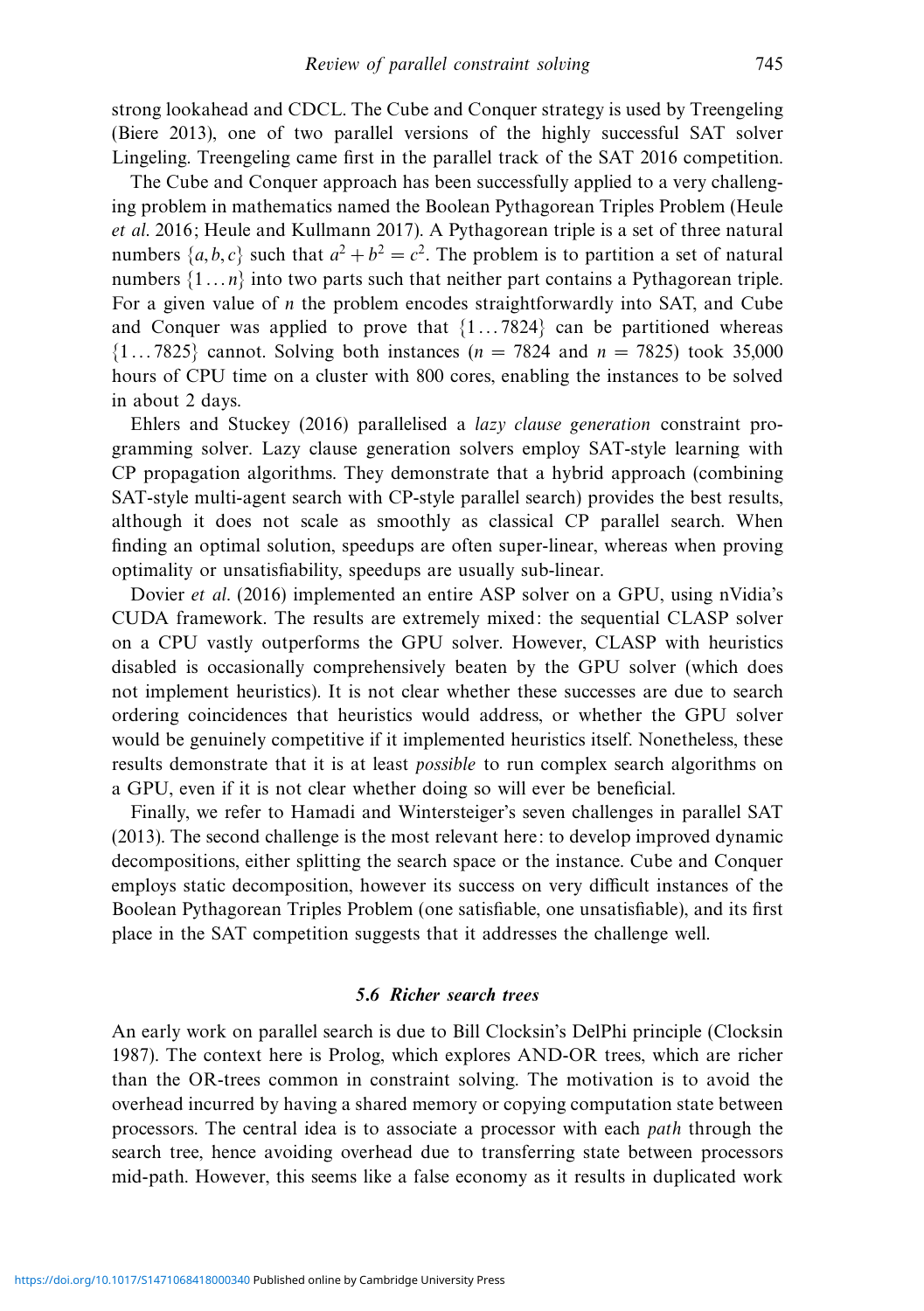strong lookahead and CDCL. The Cube and Conquer strategy is used by Treengeling (Biere 2013), one of two parallel versions of the highly successful SAT solver Lingeling. Treengeling came first in the parallel track of the SAT 2016 competition.

The Cube and Conquer approach has been successfully applied to a very challenging problem in mathematics named the Boolean Pythagorean Triples Problem (Heule *et al.* 2016; Heule and Kullmann 2017). A Pythagorean triple is a set of three natural numbers $\{a, b, c\}$ such that $a^2 + b^2 = c^2$. The problem is to partition a set of natural numbers $\{1 \dots n\}$ into two parts such that neither part contains a Pythagorean triple. For a given value of $n$ the problem encodes straightforwardly into SAT, and Cube and Conquer was applied to prove that $\{1 \dots 7824\}$ can be partitioned whereas $\{1 \dots 7825\}$ cannot. Solving both instances ($n = 7824$ and $n = 7825$) took 35,000 hours of CPU time on a cluster with 800 cores, enabling the instances to be solved in about 2 days.

Ehlers and Stuckey (2016) parallelised a *lazy clause generation* constraint programming solver. Lazy clause generation solvers employ SAT-style learning with CP propagation algorithms. They demonstrate that a hybrid approach (combining SAT-style multi-agent search with CP-style parallel search) provides the best results, although it does not scale as smoothly as classical CP parallel search. When finding an optimal solution, speedups are often super-linear, whereas when proving optimality or unsatisfiability, speedups are usually sub-linear.

Dovier *et al.* (2016) implemented an entire ASP solver on a GPU, using nVidia's CUDA framework. The results are extremely mixed: the sequential CLASP solver on a CPU vastly outperforms the GPU solver. However, CLASP with heuristics disabled is occasionally comprehensively beaten by the GPU solver (which does not implement heuristics). It is not clear whether these successes are due to search ordering coincidences that heuristics would address, or whether the GPU solver would be genuinely competitive if it implemented heuristics itself. Nonetheless, these results demonstrate that it is at least *possible* to run complex search algorithms on a GPU, even if it is not clear whether doing so will ever be beneficial.

Finally, we refer to Hamadi and Wintersteiger's seven challenges in parallel SAT (2013). The second challenge is the most relevant here: to develop improved dynamic decompositions, either splitting the search space or the instance. Cube and Conquer employs static decomposition, however its success on very difficult instances of the Boolean Pythagorean Triples Problem (one satisfiable, one unsatisfiable), and its first place in the SAT competition suggests that it addresses the challenge well.

### 5.6 Richer search trees

An early work on parallel search is due to Bill Clocksin's DelPhi principle (Clocksin 1987). The context here is Prolog, which explores AND-OR trees, which are richer than the OR-trees common in constraint solving. The motivation is to avoid the overhead incurred by having a shared memory or copying computation state between processors. The central idea is to associate a processor with each *path* through the search tree, hence avoiding overhead due to transferring state between processors mid-path. However, this seems like a false economy as it results in duplicated work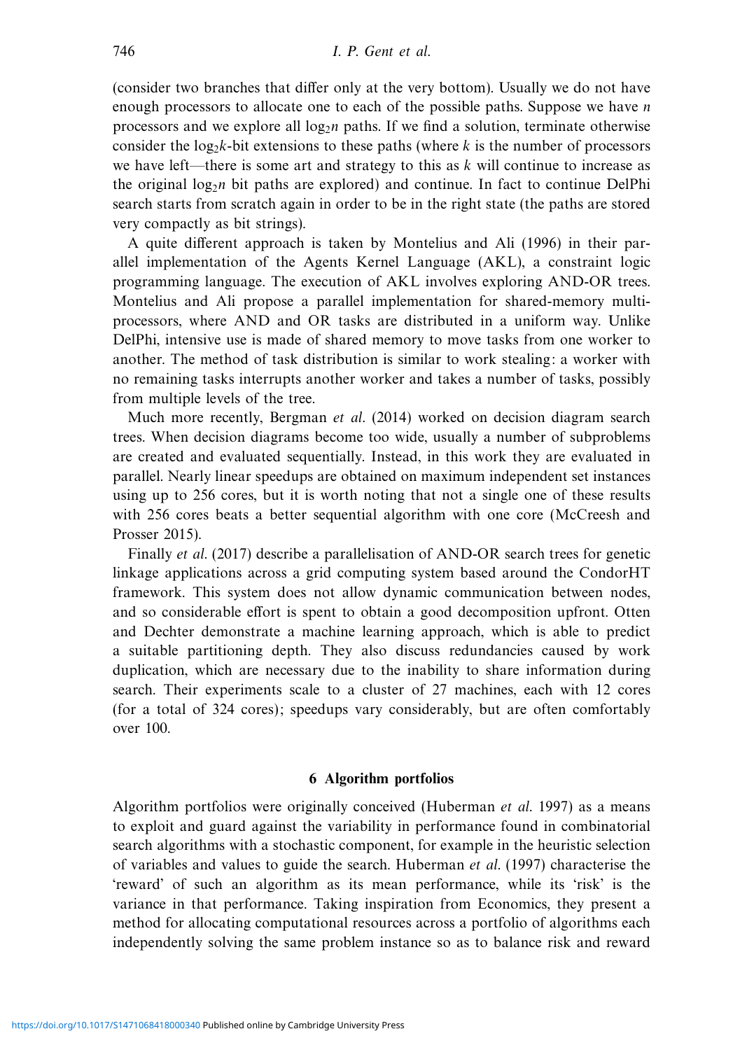(consider two branches that differ only at the very bottom). Usually we do not have enough processors to allocate one to each of the possible paths. Suppose we have $n$ processors and we explore all $\log_2 n$ paths. If we find a solution, terminate otherwise consider the $\log_2 k$-bit extensions to these paths (where $k$ is the number of processors we have left—there is some art and strategy to this as $k$ will continue to increase as the original $\log_2 n$ bit paths are explored) and continue. In fact to continue DelPhi search starts from scratch again in order to be in the right state (the paths are stored very compactly as bit strings).

A quite different approach is taken by Montelius and Ali (1996) in their parallel implementation of the Agents Kernel Language (AKL), a constraint logic programming language. The execution of AKL involves exploring AND-OR trees. Montelius and Ali propose a parallel implementation for shared-memory multiprocessors, where AND and OR tasks are distributed in a uniform way. Unlike DelPhi, intensive use is made of shared memory to move tasks from one worker to another. The method of task distribution is similar to work stealing: a worker with no remaining tasks interrupts another worker and takes a number of tasks, possibly from multiple levels of the tree.

Much more recently, Bergman *et al.* (2014) worked on decision diagram search trees. When decision diagrams become too wide, usually a number of subproblems are created and evaluated sequentially. Instead, in this work they are evaluated in parallel. Nearly linear speedups are obtained on maximum independent set instances using up to 256 cores, but it is worth noting that not a single one of these results with 256 cores beats a better sequential algorithm with one core (McCreesh and Prosser 2015).

Finally *et al.* (2017) describe a parallelisation of AND-OR search trees for genetic linkage applications across a grid computing system based around the CondorHT framework. This system does not allow dynamic communication between nodes, and so considerable effort is spent to obtain a good decomposition upfront. Otten and Dechter demonstrate a machine learning approach, which is able to predict a suitable partitioning depth. They also discuss redundancies caused by work duplication, which are necessary due to the inability to share information during search. Their experiments scale to a cluster of 27 machines, each with 12 cores (for a total of 324 cores); speedups vary considerably, but are often comfortably over 100.

## 6 Algorithm portfolios

Algorithm portfolios were originally conceived (Huberman *et al.* 1997) as a means to exploit and guard against the variability in performance found in combinatorial search algorithms with a stochastic component, for example in the heuristic selection of variables and values to guide the search. Huberman *et al.* (1997) characterise the 'reward' of such an algorithm as its mean performance, while its 'risk' is the variance in that performance. Taking inspiration from Economics, they present a method for allocating computational resources across a portfolio of algorithms each independently solving the same problem instance so as to balance risk and reward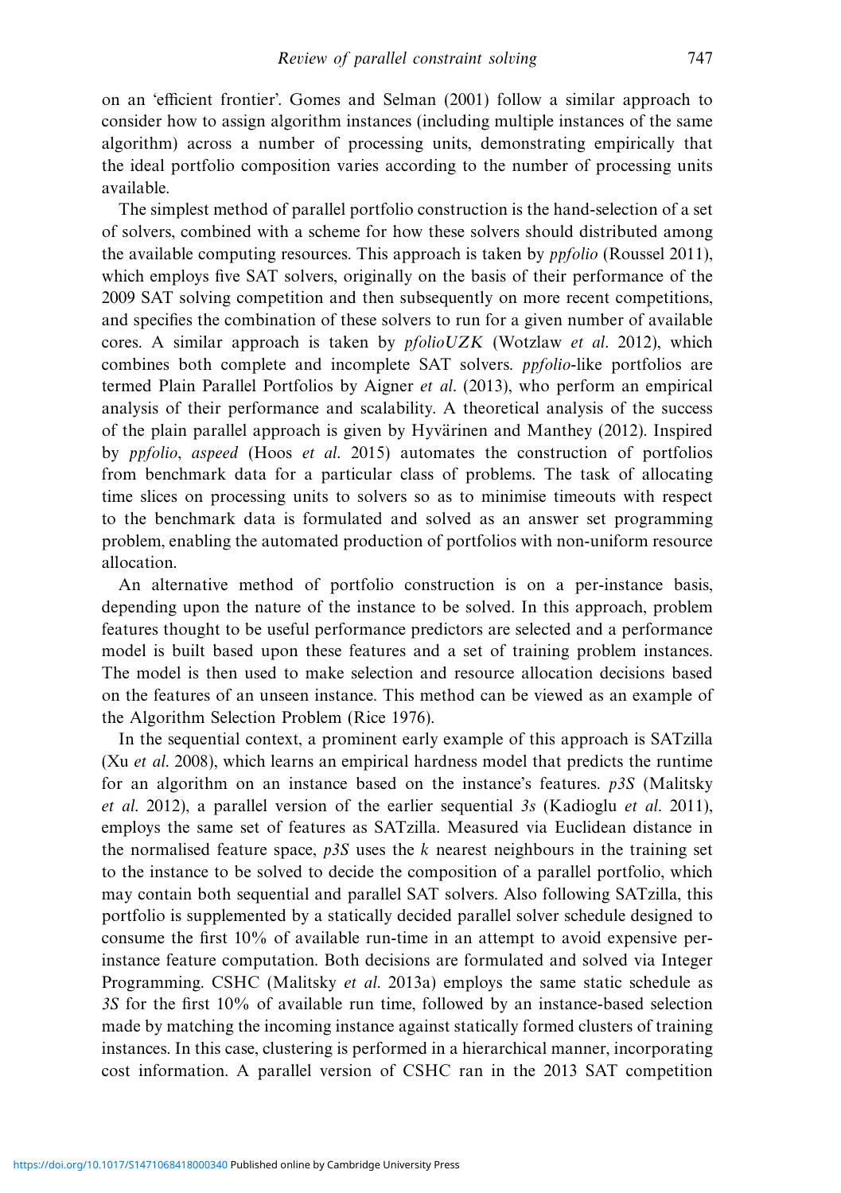on an 'efficient frontier'. Gomes and Selman (2001) follow a similar approach to consider how to assign algorithm instances (including multiple instances of the same algorithm) across a number of processing units, demonstrating empirically that the ideal portfolio composition varies according to the number of processing units available.

The simplest method of parallel portfolio construction is the hand-selection of a set of solvers, combined with a scheme for how these solvers should distributed among the available computing resources. This approach is taken by *ppfolio* (Roussel 2011), which employs five SAT solvers, originally on the basis of their performance of the 2009 SAT solving competition and then subsequently on more recent competitions, and specifies the combination of these solvers to run for a given number of available cores. A similar approach is taken by *pfolioUZK* (Wotzlaw *et al.* 2012), which combines both complete and incomplete SAT solvers. *ppfolio*-like portfolios are termed Plain Parallel Portfolios by Aigner *et al.* (2013), who perform an empirical analysis of their performance and scalability. A theoretical analysis of the success of the plain parallel approach is given by Hyvärinen and Manthey (2012). Inspired by *ppfolio*, *aspeed* (Hoos *et al.* 2015) automates the construction of portfolios from benchmark data for a particular class of problems. The task of allocating time slices on processing units to solvers so as to minimise timeouts with respect to the benchmark data is formulated and solved as an answer set programming problem, enabling the automated production of portfolios with non-uniform resource allocation.

An alternative method of portfolio construction is on a per-instance basis, depending upon the nature of the instance to be solved. In this approach, problem features thought to be useful performance predictors are selected and a performance model is built based upon these features and a set of training problem instances. The model is then used to make selection and resource allocation decisions based on the features of an unseen instance. This method can be viewed as an example of the Algorithm Selection Problem (Rice 1976).

In the sequential context, a prominent early example of this approach is SATzilla (Xu *et al.* 2008), which learns an empirical hardness model that predicts the runtime for an algorithm on an instance based on the instance's features. *p3S* (Malitsky *et al.* 2012), a parallel version of the earlier sequential *3s* (Kadioglu *et al.* 2011), employs the same set of features as SATzilla. Measured via Euclidean distance in the normalised feature space, *p3S* uses the $k$ nearest neighbours in the training set to the instance to be solved to decide the composition of a parallel portfolio, which may contain both sequential and parallel SAT solvers. Also following SATzilla, this portfolio is supplemented by a statically decided parallel solver schedule designed to consume the first 10% of available run-time in an attempt to avoid expensive per-instance feature computation. Both decisions are formulated and solved via Integer Programming. CSHC (Malitsky *et al.* 2013a) employs the same static schedule as *3S* for the first 10% of available run time, followed by an instance-based selection made by matching the incoming instance against statically formed clusters of training instances. In this case, clustering is performed in a hierarchical manner, incorporating cost information. A parallel version of CSHC ran in the 2013 SAT competition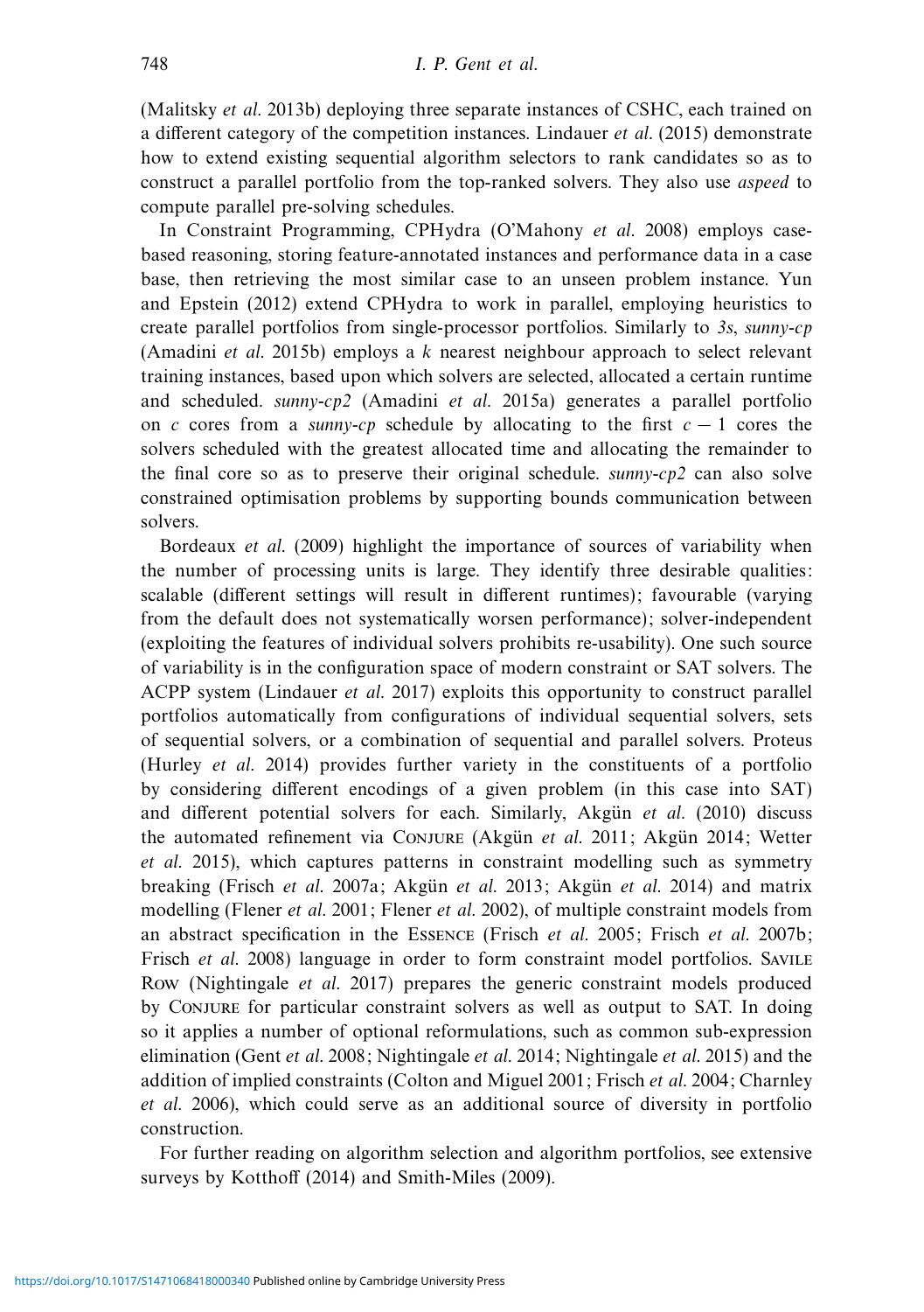(Malitsky *et al.* 2013b) deploying three separate instances of CSHC, each trained on a different category of the competition instances. Lindauer *et al.* (2015) demonstrate how to extend existing sequential algorithm selectors to rank candidates so as to construct a parallel portfolio from the top-ranked solvers. They also use *aspeed* to compute parallel pre-solving schedules.

In Constraint Programming, CPHydra (O'Mahony *et al.* 2008) employs case-based reasoning, storing feature-annotated instances and performance data in a case base, then retrieving the most similar case to an unseen problem instance. Yun and Epstein (2012) extend CPHydra to work in parallel, employing heuristics to create parallel portfolios from single-processor portfolios. Similarly to *3s*, *sunny-cp* (Amadini *et al.* 2015b) employs a $k$ nearest neighbour approach to select relevant training instances, based upon which solvers are selected, allocated a certain runtime and scheduled. *sunny-cp2* (Amadini *et al.* 2015a) generates a parallel portfolio on $c$ cores from a *sunny-cp* schedule by allocating to the first $c - 1$ cores the solvers scheduled with the greatest allocated time and allocating the remainder to the final core so as to preserve their original schedule. *sunny-cp2* can also solve constrained optimisation problems by supporting bounds communication between solvers.

Bordeaux *et al.* (2009) highlight the importance of sources of variability when the number of processing units is large. They identify three desirable qualities: scalable (different settings will result in different runtimes); favourable (varying from the default does not systematically worsen performance); solver-independent (exploiting the features of individual solvers prohibits re-usability). One such source of variability is in the configuration space of modern constraint or SAT solvers. The ACPP system (Lindauer *et al.* 2017) exploits this opportunity to construct parallel portfolios automatically from configurations of individual sequential solvers, sets of sequential solvers, or a combination of sequential and parallel solvers. Proteus (Hurley *et al.* 2014) provides further variety in the constituents of a portfolio by considering different encodings of a given problem (in this case into SAT) and different potential solvers for each. Similarly, Akgün *et al.* (2010) discuss the automated refinement via Conjure (Akgün *et al.* 2011; Akgün 2014; Wetter *et al.* 2015), which captures patterns in constraint modelling such as symmetry breaking (Frisch *et al.* 2007a; Akgün *et al.* 2013; Akgün *et al.* 2014) and matrix modelling (Flener *et al.* 2001; Flener *et al.* 2002), of multiple constraint models from an abstract specification in the Essence (Frisch *et al.* 2005; Frisch *et al.* 2007b; Frisch *et al.* 2008) language in order to form constraint model portfolios. Savile Row (Nightingale *et al.* 2017) prepares the generic constraint models produced by Conjure for particular constraint solvers as well as output to SAT. In doing so it applies a number of optional reformulations, such as common sub-expression elimination (Gent *et al.* 2008; Nightingale *et al.* 2014; Nightingale *et al.* 2015) and the addition of implied constraints (Colton and Miguel 2001; Frisch *et al.* 2004; Charnley *et al.* 2006), which could serve as an additional source of diversity in portfolio construction.

For further reading on algorithm selection and algorithm portfolios, see extensive surveys by Kotthoff (2014) and Smith-Miles (2009).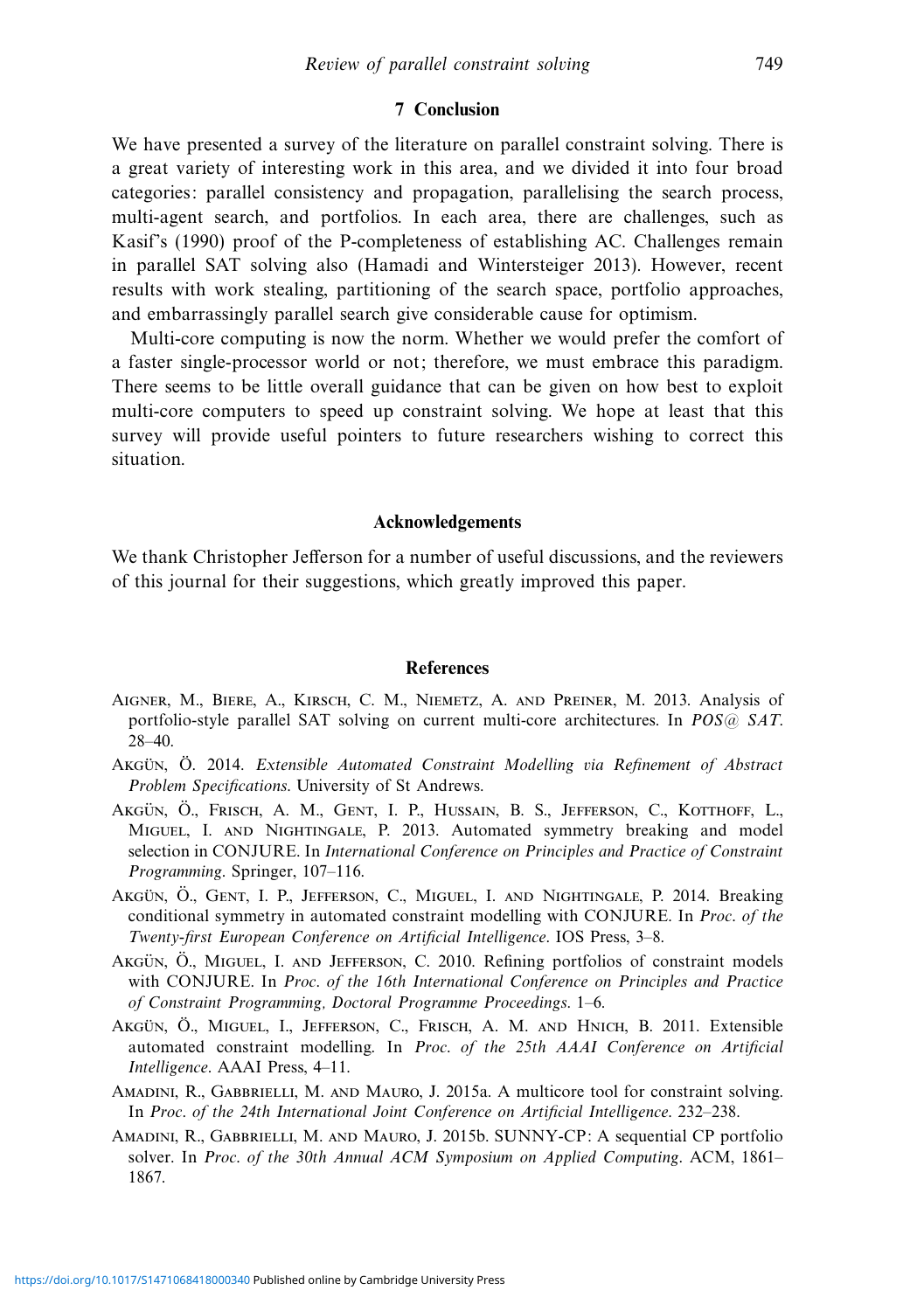## 7 Conclusion

We have presented a survey of the literature on parallel constraint solving. There is a great variety of interesting work in this area, and we divided it into four broad categories: parallel consistency and propagation, parallelising the search process, multi-agent search, and portfolios. In each area, there are challenges, such as Kasif's (1990) proof of the P-completeness of establishing AC. Challenges remain in parallel SAT solving also (Hamadi and Wintersteiger 2013). However, recent results with work stealing, partitioning of the search space, portfolio approaches, and embarrassingly parallel search give considerable cause for optimism.

Multi-core computing is now the norm. Whether we would prefer the comfort of a faster single-processor world or not; therefore, we must embrace this paradigm. There seems to be little overall guidance that can be given on how best to exploit multi-core computers to speed up constraint solving. We hope at least that this survey will provide useful pointers to future researchers wishing to correct this situation.

## Acknowledgements

We thank Christopher Jefferson for a number of useful discussions, and the reviewers of this journal for their suggestions, which greatly improved this paper.

## References

Aigner, M., Biere, A., Kirsch, C. M., Niemetz, A. and Preiner, M. 2013. Analysis of portfolio-style parallel SAT solving on current multi-core architectures. In *POS@ SAT*. 28–40.

Akgün, Ö. 2014. *Extensible Automated Constraint Modelling via Refinement of Abstract Problem Specifications*. University of St Andrews.

Akgün, Ö., Frisch, A. M., Gent, I. P., Hussain, B. S., Jefferson, C., Kotthoff, L., Miguel, I. and Nightingale, P. 2013. Automated symmetry breaking and model selection in CONJURE. In *International Conference on Principles and Practice of Constraint Programming*. Springer, 107–116.

Akgün, Ö., Gent, I. P., Jefferson, C., Miguel, I. and Nightingale, P. 2014. Breaking conditional symmetry in automated constraint modelling with CONJURE. In *Proc. of the Twenty-first European Conference on Artificial Intelligence*. IOS Press, 3–8.

Akgün, Ö., Miguel, I. and Jefferson, C. 2010. Refining portfolios of constraint models with CONJURE. In *Proc. of the 16th International Conference on Principles and Practice of Constraint Programming, Doctoral Programme Proceedings*. 1–6.

Akgün, Ö., Miguel, I., Jefferson, C., Frisch, A. M. and Hnich, B. 2011. Extensible automated constraint modelling. In *Proc. of the 25th AAAI Conference on Artificial Intelligence*. AAAI Press, 4–11.

Amadini, R., Gabbrielli, M. and Mauro, J. 2015a. A multicore tool for constraint solving. In *Proc. of the 24th International Joint Conference on Artificial Intelligence*. 232–238.

Amadini, R., Gabbrielli, M. and Mauro, J. 2015b. SUNNY-CP: A sequential CP portfolio solver. In *Proc. of the 30th Annual ACM Symposium on Applied Computing*. ACM, 1861–1867.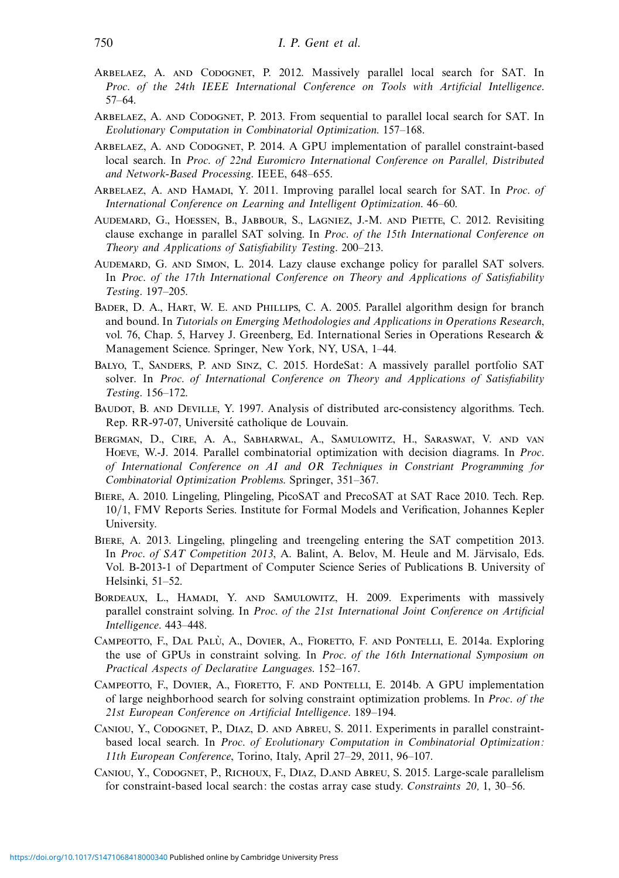Arbelaez, A. and Codognet, P. 2012. Massively parallel local search for SAT. In *Proc. of the 24th IEEE International Conference on Tools with Artificial Intelligence*. 57–64.

Arbelaez, A. and Codognet, P. 2013. From sequential to parallel local search for SAT. In *Evolutionary Computation in Combinatorial Optimization*. 157–168.

Arbelaez, A. and Codognet, P. 2014. A GPU implementation of parallel constraint-based local search. In *Proc. of 22nd Euromicro International Conference on Parallel, Distributed and Network-Based Processing*. IEEE, 648–655.

Arbelaez, A. and Hamadi, Y. 2011. Improving parallel local search for SAT. In *Proc. of International Conference on Learning and Intelligent Optimization*. 46–60.

Audemard, G., Hoessen, B., Jabbour, S., Lagniez, J.-M. and Piette, C. 2012. Revisiting clause exchange in parallel SAT solving. In *Proc. of the 15th International Conference on Theory and Applications of Satisfiability Testing*. 200–213.

Audemard, G. and Simon, L. 2014. Lazy clause exchange policy for parallel SAT solvers. In *Proc. of the 17th International Conference on Theory and Applications of Satisfiability Testing*. 197–205.

Bader, D. A., Hart, W. E. and Phillips, C. A. 2005. Parallel algorithm design for branch and bound. In *Tutorials on Emerging Methodologies and Applications in Operations Research*, vol. 76, Chap. 5, Harvey J. Greenberg, Ed. International Series in Operations Research & Management Science. Springer, New York, NY, USA, 1–44.

Balyo, T., Sanders, P. and Sinz, C. 2015. HordeSat: A massively parallel portfolio SAT solver. In *Proc. of International Conference on Theory and Applications of Satisfiability Testing*. 156–172.

Baudot, B. and Deville, Y. 1997. Analysis of distributed arc-consistency algorithms. Tech. Rep. RR-97-07, Université catholique de Louvain.

Bergman, D., Cire, A. A., Sabharwal, A., Samulowitz, H., Saraswat, V. and van Hoeve, W.-J. 2014. Parallel combinatorial optimization with decision diagrams. In *Proc. of International Conference on AI and OR Techniques in Constriant Programming for Combinatorial Optimization Problems*. Springer, 351–367.

Biere, A. 2010. Lingeling, Plingeling, PicoSAT and PrecoSAT at SAT Race 2010. Tech. Rep. 10/1, FMV Reports Series. Institute for Formal Models and Verification, Johannes Kepler University.

Biere, A. 2013. Lingeling, plingeling and treengeling entering the SAT competition 2013. In *Proc. of SAT Competition 2013*, A. Balint, A. Belov, M. Heule and M. Järvisalo, Eds. Vol. B-2013-1 of Department of Computer Science Series of Publications B. University of Helsinki, 51–52.

Bordeaux, L., Hamadi, Y. and Samulowitz, H. 2009. Experiments with massively parallel constraint solving. In *Proc. of the 21st International Joint Conference on Artificial Intelligence*. 443–448.

Campeotto, F., Dal Palù, A., Dovier, A., Fioretto, F. and Pontelli, E. 2014a. Exploring the use of GPUs in constraint solving. In *Proc. of the 16th International Symposium on Practical Aspects of Declarative Languages*. 152–167.

Campeotto, F., Dovier, A., Fioretto, F. and Pontelli, E. 2014b. A GPU implementation of large neighborhood search for solving constraint optimization problems. In *Proc. of the 21st European Conference on Artificial Intelligence*. 189–194.

Caniou, Y., Codognet, P., Diaz, D. and Abreu, S. 2011. Experiments in parallel constraint-based local search. In *Proc. of Evolutionary Computation in Combinatorial Optimization: 11th European Conference*, Torino, Italy, April 27–29, 2011, 96–107.

Caniou, Y., Codognet, P., Richoux, F., Diaz, D.and Abreu, S. 2015. Large-scale parallelism for constraint-based local search: the costas array case study. *Constraints 20,* 1, 30–56.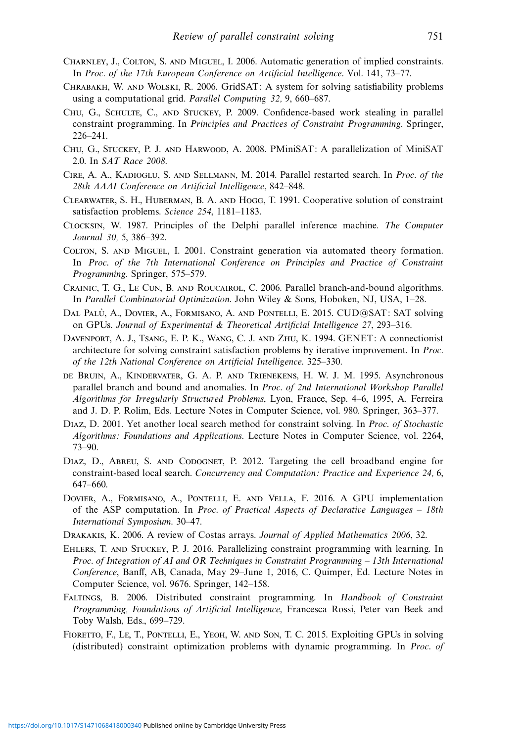Charnley, J., Colton, S. and Miguel, I. 2006. Automatic generation of implied constraints. In *Proc. of the 17th European Conference on Artificial Intelligence*. Vol. 141, 73–77.

Chrabakh, W. and Wolski, R. 2006. GridSAT: A system for solving satisfiability problems using a computational grid. *Parallel Computing 32,* 9, 660–687.

Chu, G., Schulte, C., and Stuckey, P. 2009. Confidence-based work stealing in parallel constraint programming. In *Principles and Practices of Constraint Programming*. Springer, 226–241.

Chu, G., Stuckey, P. J. and Harwood, A. 2008. PMiniSAT: A parallelization of MiniSAT 2.0. In *SAT Race 2008.*

Cire, A. A., Kadioglu, S. and Sellmann, M. 2014. Parallel restarted search. In *Proc. of the 28th AAAI Conference on Artificial Intelligence*, 842–848.

Clearwater, S. H., Huberman, B. A. and Hogg, T. 1991. Cooperative solution of constraint satisfaction problems. *Science 254*, 1181–1183.

Clocksin, W. 1987. Principles of the Delphi parallel inference machine. *The Computer Journal 30,* 5, 386–392.

Colton, S. and Miguel, I. 2001. Constraint generation via automated theory formation. In *Proc. of the 7th International Conference on Principles and Practice of Constraint Programming*. Springer, 575–579.

Crainic, T. G., Le Cun, B. and Roucairol, C. 2006. Parallel branch-and-bound algorithms. In *Parallel Combinatorial Optimization*. John Wiley & Sons, Hoboken, NJ, USA, 1–28.

Dal Palù, A., Dovier, A., Formisano, A. and Pontelli, E. 2015. CUD@SAT: SAT solving on GPUs. *Journal of Experimental & Theoretical Artificial Intelligence 27*, 293–316.

Davenport, A. J., Tsang, E. P. K., Wang, C. J. and Zhu, K. 1994. GENET: A connectionist architecture for solving constraint satisfaction problems by iterative improvement. In *Proc. of the 12th National Conference on Artificial Intelligence*. 325–330.

de Bruin, A., Kindervater, G. A. P. and Trienekens, H. W. J. M. 1995. Asynchronous parallel branch and bound and anomalies. In *Proc. of 2nd International Workshop Parallel Algorithms for Irregularly Structured Problems*, Lyon, France, Sep. 4–6, 1995, A. Ferreira and J. D. P. Rolim, Eds. Lecture Notes in Computer Science, vol. 980. Springer, 363–377.

Diaz, D. 2001. Yet another local search method for constraint solving. In *Proc. of Stochastic Algorithms: Foundations and Applications*. Lecture Notes in Computer Science, vol. 2264, 73–90.

Diaz, D., Abreu, S. and Codognet, P. 2012. Targeting the cell broadband engine for constraint-based local search. *Concurrency and Computation: Practice and Experience 24,* 6, 647–660.

Dovier, A., Formisano, A., Pontelli, E. and Vella, F. 2016. A GPU implementation of the ASP computation. In *Proc. of Practical Aspects of Declarative Languages – 18th International Symposium*. 30–47.

Drakakis, K. 2006. A review of Costas arrays. *Journal of Applied Mathematics 2006*, 32.

Ehlers, T. and Stuckey, P. J. 2016. Parallelizing constraint programming with learning. In *Proc. of Integration of AI and OR Techniques in Constraint Programming – 13th International Conference*, Banff, AB, Canada, May 29–June 1, 2016, C. Quimper, Ed. Lecture Notes in Computer Science, vol. 9676. Springer, 142–158.

Faltings, B. 2006. Distributed constraint programming. In *Handbook of Constraint Programming, Foundations of Artificial Intelligence*, Francesca Rossi, Peter van Beek and Toby Walsh, Eds., 699–729.

Fioretto, F., Le, T., Pontelli, E., Yeoh, W. and Son, T. C. 2015. Exploiting GPUs in solving (distributed) constraint optimization problems with dynamic programming. In *Proc. of*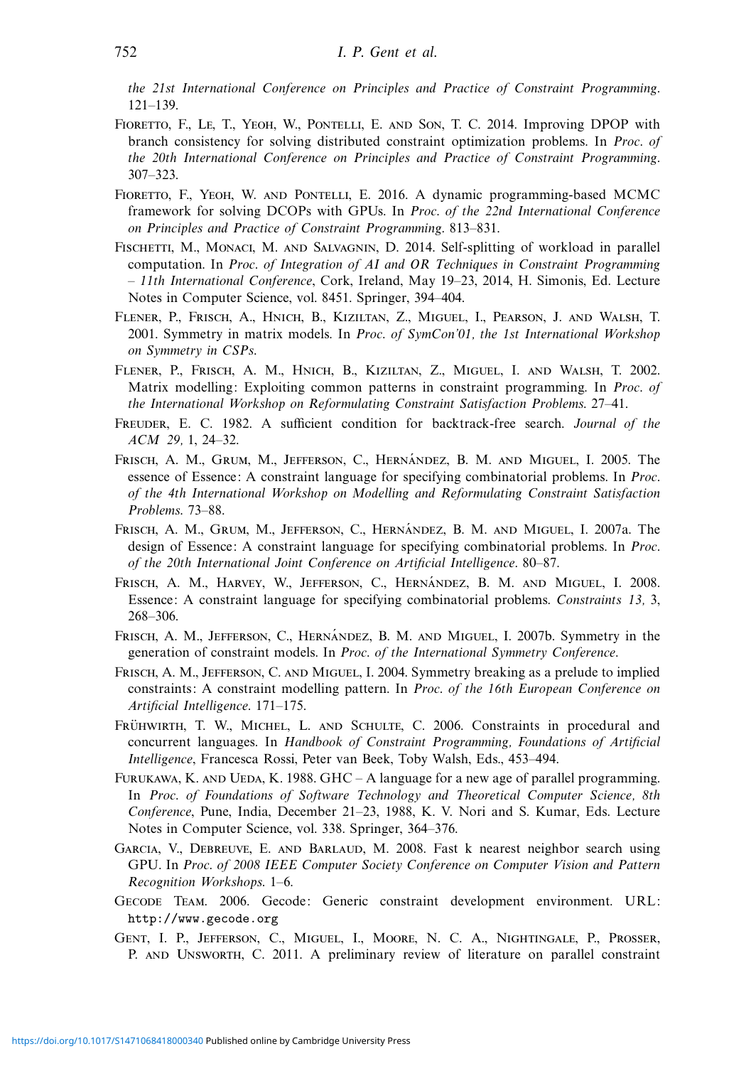*the 21st International Conference on Principles and Practice of Constraint Programming*. 121–139.

Fioretto, F., Le, T., Yeoh, W., Pontelli, E. and Son, T. C. 2014. Improving DPOP with branch consistency for solving distributed constraint optimization problems. In *Proc. of the 20th International Conference on Principles and Practice of Constraint Programming*. 307–323.

Fioretto, F., Yeoh, W. and Pontelli, E. 2016. A dynamic programming-based MCMC framework for solving DCOPs with GPUs. In *Proc. of the 22nd International Conference on Principles and Practice of Constraint Programming*. 813–831.

Fischetti, M., Monaci, M. and Salvagnin, D. 2014. Self-splitting of workload in parallel computation. In *Proc. of Integration of AI and OR Techniques in Constraint Programming – 11th International Conference*, Cork, Ireland, May 19–23, 2014, H. Simonis, Ed. Lecture Notes in Computer Science, vol. 8451. Springer, 394–404.

Flener, P., Frisch, A., Hnich, B., Kiziltan, Z., Miguel, I., Pearson, J. and Walsh, T. 2001. Symmetry in matrix models. In *Proc. of SymCon'01, the 1st International Workshop on Symmetry in CSPs.*

Flener, P., Frisch, A. M., Hnich, B., Kiziltan, Z., Miguel, I. and Walsh, T. 2002. Matrix modelling: Exploiting common patterns in constraint programming. In *Proc. of the International Workshop on Reformulating Constraint Satisfaction Problems*. 27–41.

Freuder, E. C. 1982. A sufficient condition for backtrack-free search. *Journal of the ACM 29,* 1, 24–32.

Frisch, A. M., Grum, M., Jefferson, C., Hernández, B. M. and Miguel, I. 2005. The essence of Essence: A constraint language for specifying combinatorial problems. In *Proc. of the 4th International Workshop on Modelling and Reformulating Constraint Satisfaction Problems*. 73–88.

Frisch, A. M., Grum, M., Jefferson, C., Hernández, B. M. and Miguel, I. 2007a. The design of Essence: A constraint language for specifying combinatorial problems. In *Proc. of the 20th International Joint Conference on Artificial Intelligence*. 80–87.

Frisch, A. M., Harvey, W., Jefferson, C., Hernández, B. M. and Miguel, I. 2008. Essence: A constraint language for specifying combinatorial problems. *Constraints 13,* 3, 268–306.

Frisch, A. M., Jefferson, C., Hernández, B. M. and Miguel, I. 2007b. Symmetry in the generation of constraint models. In *Proc. of the International Symmetry Conference*.

Frisch, A. M., Jefferson, C. and Miguel, I. 2004. Symmetry breaking as a prelude to implied constraints: A constraint modelling pattern. In *Proc. of the 16th European Conference on Artificial Intelligence*. 171–175.

Frühwirth, T. W., Michel, L. and Schulte, C. 2006. Constraints in procedural and concurrent languages. In *Handbook of Constraint Programming, Foundations of Artificial Intelligence*, Francesca Rossi, Peter van Beek, Toby Walsh, Eds., 453–494.

Furukawa, K. and Ueda, K. 1988. GHC – A language for a new age of parallel programming. In *Proc. of Foundations of Software Technology and Theoretical Computer Science, 8th Conference*, Pune, India, December 21–23, 1988, K. V. Nori and S. Kumar, Eds. Lecture Notes in Computer Science, vol. 338. Springer, 364–376.

Garcia, V., Debreuve, E. and Barlaud, M. 2008. Fast k nearest neighbor search using GPU. In *Proc. of 2008 IEEE Computer Society Conference on Computer Vision and Pattern Recognition Workshops*. 1–6.

Gecode Team. 2006. Gecode: Generic constraint development environment. URL: `http://www.gecode.org`

Gent, I. P., Jefferson, C., Miguel, I., Moore, N. C. A., Nightingale, P., Prosser, P. and Unsworth, C. 2011. A preliminary review of literature on parallel constraint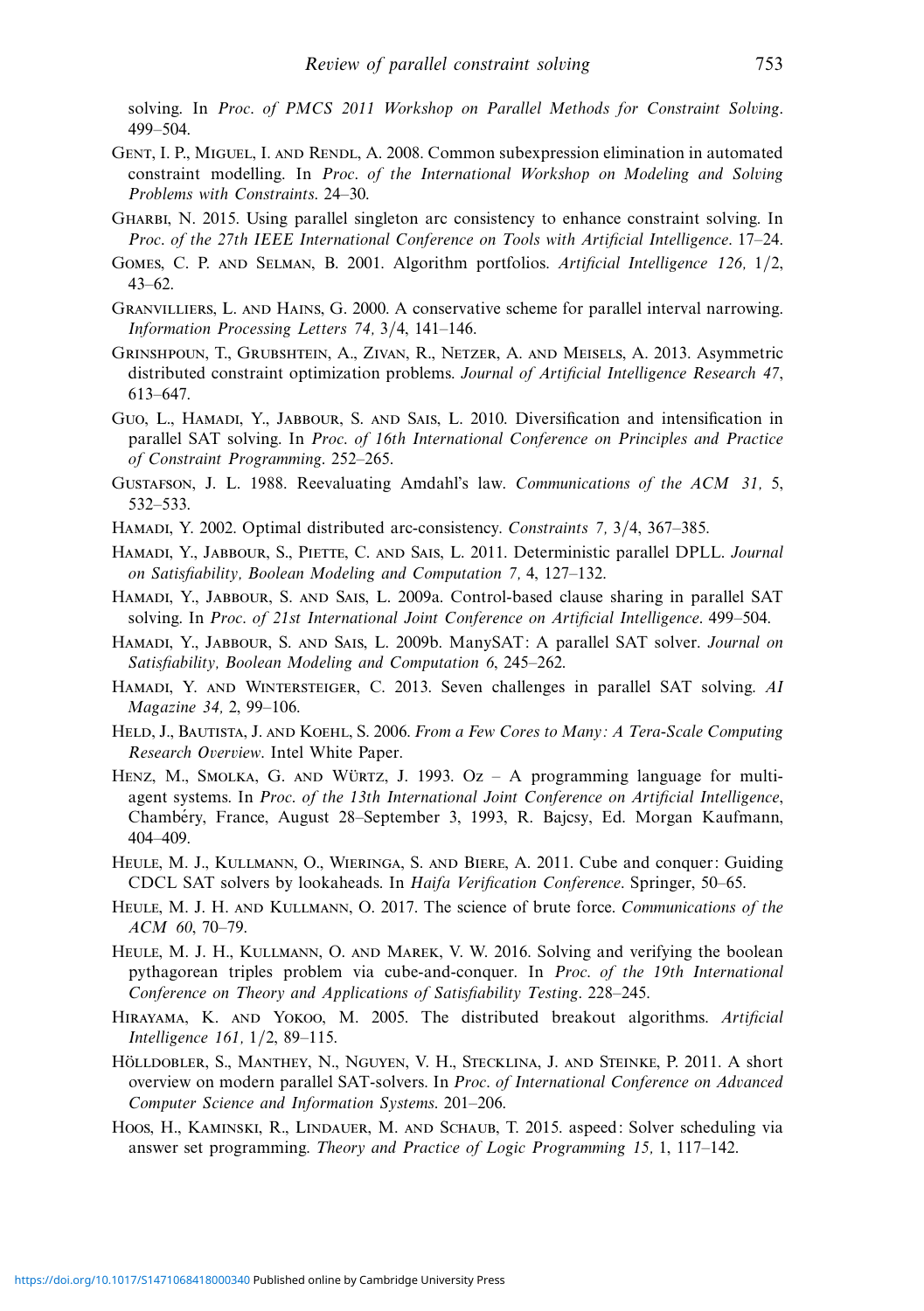solving. In *Proc. of PMCS 2011 Workshop on Parallel Methods for Constraint Solving*. 499–504.

Gent, I. P., Miguel, I. and Rendl, A. 2008. Common subexpression elimination in automated constraint modelling. In *Proc. of the International Workshop on Modeling and Solving Problems with Constraints*. 24–30.

Gharbi, N. 2015. Using parallel singleton arc consistency to enhance constraint solving. In *Proc. of the 27th IEEE International Conference on Tools with Artificial Intelligence*. 17–24.

Gomes, C. P. and Selman, B. 2001. Algorithm portfolios. *Artificial Intelligence 126,* 1/2, 43–62.

Granvilliers, L. and Hains, G. 2000. A conservative scheme for parallel interval narrowing. *Information Processing Letters 74,* 3/4, 141–146.

Grinshpoun, T., Grubshtein, A., Zivan, R., Netzer, A. and Meisels, A. 2013. Asymmetric distributed constraint optimization problems. *Journal of Artificial Intelligence Research 47*, 613–647.

Guo, L., Hamadi, Y., Jabbour, S. and Sais, L. 2010. Diversification and intensification in parallel SAT solving. In *Proc. of 16th International Conference on Principles and Practice of Constraint Programming*. 252–265.

Gustafson, J. L. 1988. Reevaluating Amdahl's law. *Communications of the ACM 31,* 5, 532–533.

Hamadi, Y. 2002. Optimal distributed arc-consistency. *Constraints 7,* 3/4, 367–385.

Hamadi, Y., Jabbour, S., Piette, C. and Sais, L. 2011. Deterministic parallel DPLL. *Journal on Satisfiability, Boolean Modeling and Computation 7,* 4, 127–132.

Hamadi, Y., Jabbour, S. and Sais, L. 2009a. Control-based clause sharing in parallel SAT solving. In *Proc. of 21st International Joint Conference on Artificial Intelligence*. 499–504.

Hamadi, Y., Jabbour, S. and Sais, L. 2009b. ManySAT: A parallel SAT solver. *Journal on Satisfiability, Boolean Modeling and Computation 6*, 245–262.

Hamadi, Y. and Wintersteiger, C. 2013. Seven challenges in parallel SAT solving. *AI Magazine 34,* 2, 99–106.

Held, J., Bautista, J. and Koehl, S. 2006. *From a Few Cores to Many: A Tera-Scale Computing Research Overview*. Intel White Paper.

Henz, M., Smolka, G. and Würtz, J. 1993. Oz – A programming language for multi-agent systems. In *Proc. of the 13th International Joint Conference on Artificial Intelligence*, Chambéry, France, August 28–September 3, 1993, R. Bajcsy, Ed. Morgan Kaufmann, 404–409.

Heule, M. J., Kullmann, O., Wieringa, S. and Biere, A. 2011. Cube and conquer: Guiding CDCL SAT solvers by lookaheads. In *Haifa Verification Conference*. Springer, 50–65.

Heule, M. J. H. and Kullmann, O. 2017. The science of brute force. *Communications of the ACM 60*, 70–79.

Heule, M. J. H., Kullmann, O. and Marek, V. W. 2016. Solving and verifying the boolean pythagorean triples problem via cube-and-conquer. In *Proc. of the 19th International Conference on Theory and Applications of Satisfiability Testing*. 228–245.

Hirayama, K. and Yokoo, M. 2005. The distributed breakout algorithms. *Artificial Intelligence 161,* 1/2, 89–115.

Hölldobler, S., Manthey, N., Nguyen, V. H., Stecklina, J. and Steinke, P. 2011. A short overview on modern parallel SAT-solvers. In *Proc. of International Conference on Advanced Computer Science and Information Systems*. 201–206.

Hoos, H., Kaminski, R., Lindauer, M. and Schaub, T. 2015. aspeed: Solver scheduling via answer set programming. *Theory and Practice of Logic Programming 15,* 1, 117–142.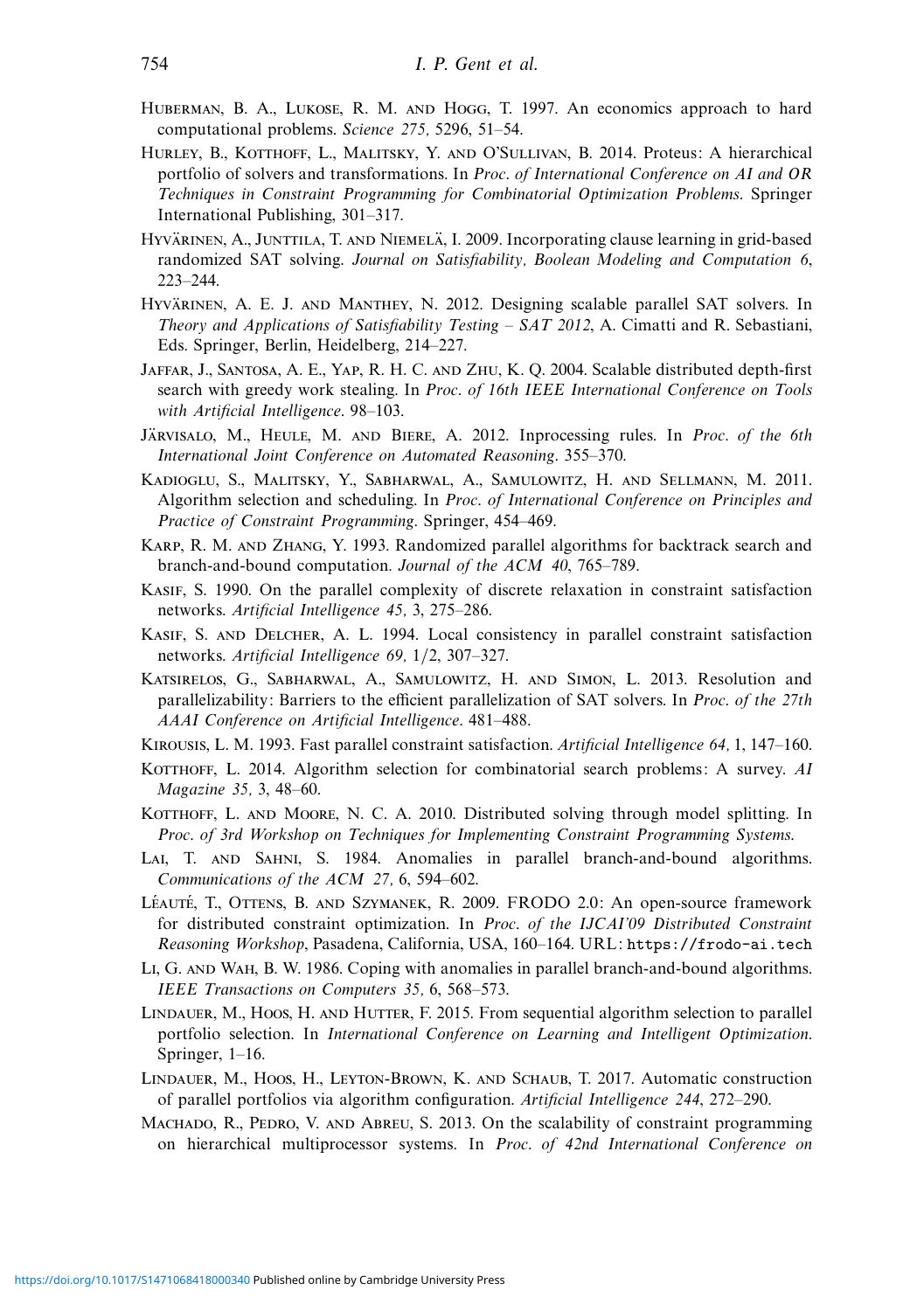Huberman, B. A., Lukose, R. M. and Hogg, T. 1997. An economics approach to hard computational problems. *Science 275,* 5296, 51–54.

Hurley, B., Kotthoff, L., Malitsky, Y. and O'Sullivan, B. 2014. Proteus: A hierarchical portfolio of solvers and transformations. In *Proc. of International Conference on AI and OR Techniques in Constraint Programming for Combinatorial Optimization Problems*. Springer International Publishing, 301–317.

Hyvärinen, A., Junttila, T. and Niemelä, I. 2009. Incorporating clause learning in grid-based randomized SAT solving. *Journal on Satisfiability, Boolean Modeling and Computation 6*, 223–244.

Hyvärinen, A. E. J. and Manthey, N. 2012. Designing scalable parallel SAT solvers. In *Theory and Applications of Satisfiability Testing – SAT 2012*, A. Cimatti and R. Sebastiani, Eds. Springer, Berlin, Heidelberg, 214–227.

Jaffar, J., Santosa, A. E., Yap, R. H. C. and Zhu, K. Q. 2004. Scalable distributed depth-first search with greedy work stealing. In *Proc. of 16th IEEE International Conference on Tools with Artificial Intelligence*. 98–103.

Järvisalo, M., Heule, M. and Biere, A. 2012. Inprocessing rules. In *Proc. of the 6th International Joint Conference on Automated Reasoning*. 355–370.

Kadioglu, S., Malitsky, Y., Sabharwal, A., Samulowitz, H. and Sellmann, M. 2011. Algorithm selection and scheduling. In *Proc. of International Conference on Principles and Practice of Constraint Programming*. Springer, 454–469.

Karp, R. M. and Zhang, Y. 1993. Randomized parallel algorithms for backtrack search and branch-and-bound computation. *Journal of the ACM 40*, 765–789.

Kasif, S. 1990. On the parallel complexity of discrete relaxation in constraint satisfaction networks. *Artificial Intelligence 45,* 3, 275–286.

Kasif, S. and Delcher, A. L. 1994. Local consistency in parallel constraint satisfaction networks. *Artificial Intelligence 69,* 1/2, 307–327.

Katsirelos, G., Sabharwal, A., Samulowitz, H. and Simon, L. 2013. Resolution and parallelizability: Barriers to the efficient parallelization of SAT solvers. In *Proc. of the 27th AAAI Conference on Artificial Intelligence*. 481–488.

Kirousis, L. M. 1993. Fast parallel constraint satisfaction. *Artificial Intelligence 64,* 1, 147–160.

Kotthoff, L. 2014. Algorithm selection for combinatorial search problems: A survey. *AI Magazine 35,* 3, 48–60.

Kotthoff, L. and Moore, N. C. A. 2010. Distributed solving through model splitting. In *Proc. of 3rd Workshop on Techniques for Implementing Constraint Programming Systems.*

Lai, T. and Sahni, S. 1984. Anomalies in parallel branch-and-bound algorithms. *Communications of the ACM 27,* 6, 594–602.

Léauté, T., Ottens, B. and Szymanek, R. 2009. FRODO 2.0: An open-source framework for distributed constraint optimization. In *Proc. of the IJCAI'09 Distributed Constraint Reasoning Workshop*, Pasadena, California, USA, 160–164. URL: `https://frodo-ai.tech`

Li, G. and Wah, B. W. 1986. Coping with anomalies in parallel branch-and-bound algorithms. *IEEE Transactions on Computers 35,* 6, 568–573.

Lindauer, M., Hoos, H. and Hutter, F. 2015. From sequential algorithm selection to parallel portfolio selection. In *International Conference on Learning and Intelligent Optimization.* Springer, 1–16.

Lindauer, M., Hoos, H., Leyton-Brown, K. and Schaub, T. 2017. Automatic construction of parallel portfolios via algorithm configuration. *Artificial Intelligence 244*, 272–290.

Machado, R., Pedro, V. and Abreu, S. 2013. On the scalability of constraint programming on hierarchical multiprocessor systems. In *Proc. of 42nd International Conference on*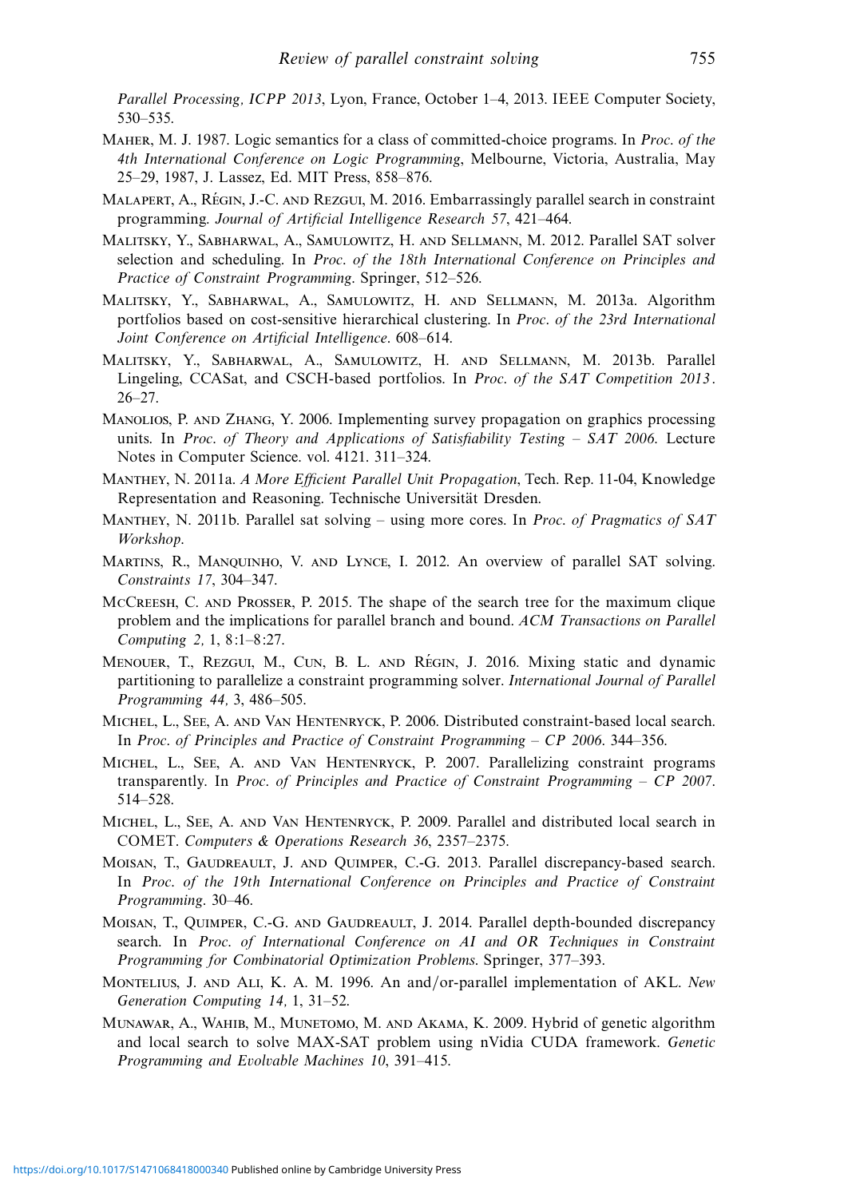*Parallel Processing, ICPP 2013*, Lyon, France, October 1–4, 2013. IEEE Computer Society, 530–535.

Maher, M. J. 1987. Logic semantics for a class of committed-choice programs. In *Proc. of the 4th International Conference on Logic Programming*, Melbourne, Victoria, Australia, May 25–29, 1987, J. Lassez, Ed. MIT Press, 858–876.

Malapert, A., Régin, J.-C. and Rezgui, M. 2016. Embarrassingly parallel search in constraint programming. *Journal of Artificial Intelligence Research 57*, 421–464.

Malitsky, Y., Sabharwal, A., Samulowitz, H. and Sellmann, M. 2012. Parallel SAT solver selection and scheduling. In *Proc. of the 18th International Conference on Principles and Practice of Constraint Programming*. Springer, 512–526.

Malitsky, Y., Sabharwal, A., Samulowitz, H. and Sellmann, M. 2013a. Algorithm portfolios based on cost-sensitive hierarchical clustering. In *Proc. of the 23rd International Joint Conference on Artificial Intelligence*. 608–614.

Malitsky, Y., Sabharwal, A., Samulowitz, H. and Sellmann, M. 2013b. Parallel Lingeling, CCASat, and CSCH-based portfolios. In *Proc. of the SAT Competition 2013*. 26–27.

Manolios, P. and Zhang, Y. 2006. Implementing survey propagation on graphics processing units. In *Proc. of Theory and Applications of Satisfiability Testing – SAT 2006*. Lecture Notes in Computer Science. vol. 4121. 311–324.

Manthey, N. 2011a. *A More Efficient Parallel Unit Propagation*, Tech. Rep. 11-04, Knowledge Representation and Reasoning. Technische Universität Dresden.

Manthey, N. 2011b. Parallel sat solving – using more cores. In *Proc. of Pragmatics of SAT Workshop*.

Martins, R., Manquinho, V. and Lynce, I. 2012. An overview of parallel SAT solving. *Constraints 17*, 304–347.

McCreesh, C. and Prosser, P. 2015. The shape of the search tree for the maximum clique problem and the implications for parallel branch and bound. *ACM Transactions on Parallel Computing 2,* 1, 8:1–8:27.

Menouer, T., Rezgui, M., Cun, B. L. and Régin, J. 2016. Mixing static and dynamic partitioning to parallelize a constraint programming solver. *International Journal of Parallel Programming 44,* 3, 486–505.

Michel, L., See, A. and Van Hentenryck, P. 2006. Distributed constraint-based local search. In *Proc. of Principles and Practice of Constraint Programming – CP 2006*. 344–356.

Michel, L., See, A. and Van Hentenryck, P. 2007. Parallelizing constraint programs transparently. In *Proc. of Principles and Practice of Constraint Programming – CP 2007*. 514–528.

Michel, L., See, A. and Van Hentenryck, P. 2009. Parallel and distributed local search in COMET. *Computers & Operations Research 36*, 2357–2375.

Moisan, T., Gaudreault, J. and Quimper, C.-G. 2013. Parallel discrepancy-based search. In *Proc. of the 19th International Conference on Principles and Practice of Constraint Programming*. 30–46.

Moisan, T., Quimper, C.-G. and Gaudreault, J. 2014. Parallel depth-bounded discrepancy search. In *Proc. of International Conference on AI and OR Techniques in Constraint Programming for Combinatorial Optimization Problems*. Springer, 377–393.

Montelius, J. and Ali, K. A. M. 1996. An and/or-parallel implementation of AKL. *New Generation Computing 14,* 1, 31–52.

Munawar, A., Wahib, M., Munetomo, M. and Akama, K. 2009. Hybrid of genetic algorithm and local search to solve MAX-SAT problem using nVidia CUDA framework. *Genetic Programming and Evolvable Machines 10*, 391–415.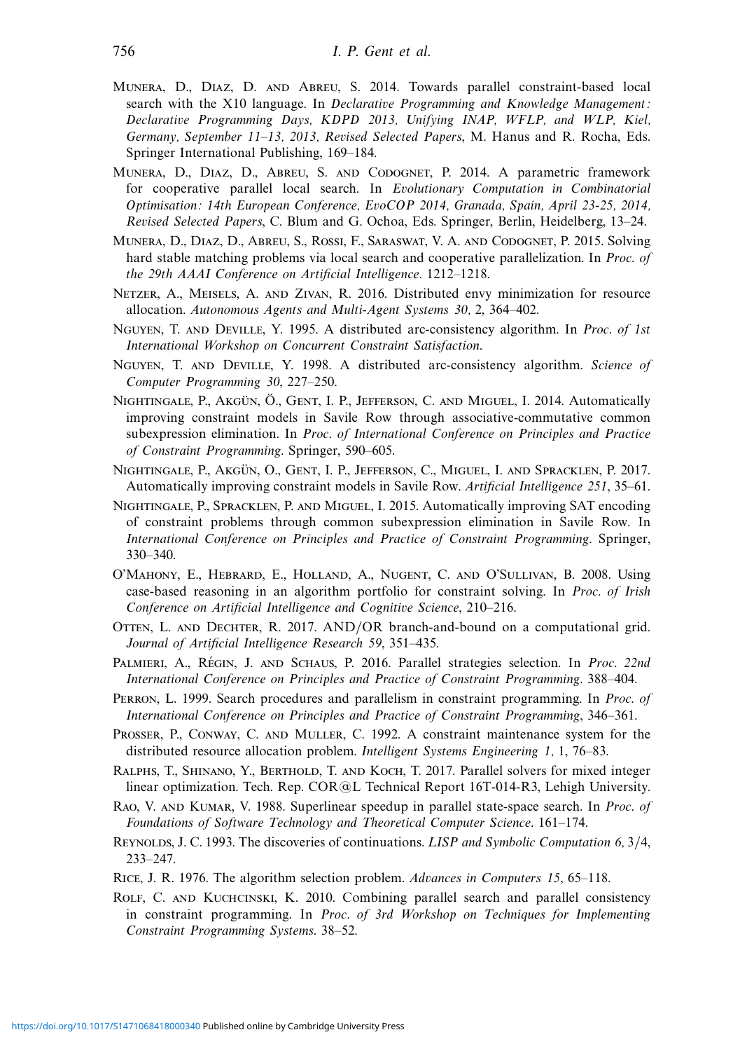Munera, D., Diaz, D. and Abreu, S. 2014. Towards parallel constraint-based local search with the X10 language. In *Declarative Programming and Knowledge Management: Declarative Programming Days, KDPD 2013, Unifying INAP, WFLP, and WLP, Kiel, Germany, September 11–13, 2013, Revised Selected Papers*, M. Hanus and R. Rocha, Eds. Springer International Publishing, 169–184.

Munera, D., Diaz, D., Abreu, S. and Codognet, P. 2014. A parametric framework for cooperative parallel local search. In *Evolutionary Computation in Combinatorial Optimisation: 14th European Conference, EvoCOP 2014, Granada, Spain, April 23-25, 2014, Revised Selected Papers*, C. Blum and G. Ochoa, Eds. Springer, Berlin, Heidelberg, 13–24.

Munera, D., Diaz, D., Abreu, S., Rossi, F., Saraswat, V. A. and Codognet, P. 2015. Solving hard stable matching problems via local search and cooperative parallelization. In *Proc. of the 29th AAAI Conference on Artificial Intelligence*. 1212–1218.

Netzer, A., Meisels, A. and Zivan, R. 2016. Distributed envy minimization for resource allocation. *Autonomous Agents and Multi-Agent Systems 30,* 2, 364–402.

Nguyen, T. and Deville, Y. 1995. A distributed arc-consistency algorithm. In *Proc. of 1st International Workshop on Concurrent Constraint Satisfaction*.

Nguyen, T. and Deville, Y. 1998. A distributed arc-consistency algorithm. *Science of Computer Programming 30*, 227–250.

Nightingale, P., Akgün, Ö., Gent, I. P., Jefferson, C. and Miguel, I. 2014. Automatically improving constraint models in Savile Row through associative-commutative common subexpression elimination. In *Proc. of International Conference on Principles and Practice of Constraint Programming*. Springer, 590–605.

Nightingale, P., Akgün, O., Gent, I. P., Jefferson, C., Miguel, I. and Spracklen, P. 2017. Automatically improving constraint models in Savile Row. *Artificial Intelligence 251*, 35–61.

Nightingale, P., Spracklen, P. and Miguel, I. 2015. Automatically improving SAT encoding of constraint problems through common subexpression elimination in Savile Row. In *International Conference on Principles and Practice of Constraint Programming*. Springer, 330–340.

O'Mahony, E., Hebrard, E., Holland, A., Nugent, C. and O'Sullivan, B. 2008. Using case-based reasoning in an algorithm portfolio for constraint solving. In *Proc. of Irish Conference on Artificial Intelligence and Cognitive Science*, 210–216.

Otten, L. and Dechter, R. 2017. AND/OR branch-and-bound on a computational grid. *Journal of Artificial Intelligence Research 59*, 351–435.

Palmieri, A., Régin, J. and Schaus, P. 2016. Parallel strategies selection. In *Proc. 22nd International Conference on Principles and Practice of Constraint Programming*. 388–404.

Perron, L. 1999. Search procedures and parallelism in constraint programming. In *Proc. of International Conference on Principles and Practice of Constraint Programming*, 346–361.

Prosser, P., Conway, C. and Muller, C. 1992. A constraint maintenance system for the distributed resource allocation problem. *Intelligent Systems Engineering 1,* 1, 76–83.

Ralphs, T., Shinano, Y., Berthold, T. and Koch, T. 2017. Parallel solvers for mixed integer linear optimization. Tech. Rep. COR@L Technical Report 16T-014-R3, Lehigh University.

Rao, V. and Kumar, V. 1988. Superlinear speedup in parallel state-space search. In *Proc. of Foundations of Software Technology and Theoretical Computer Science*. 161–174.

Reynolds, J. C. 1993. The discoveries of continuations. *LISP and Symbolic Computation 6,* 3/4, 233–247.

Rice, J. R. 1976. The algorithm selection problem. *Advances in Computers 15*, 65–118.

Rolf, C. and Kuchcinski, K. 2010. Combining parallel search and parallel consistency in constraint programming. In *Proc. of 3rd Workshop on Techniques for Implementing Constraint Programming Systems*. 38–52.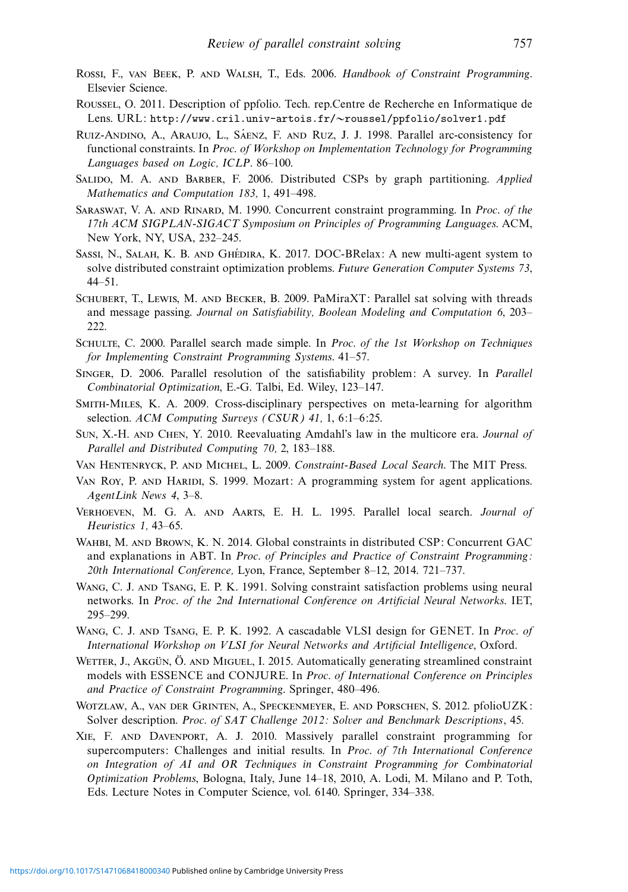Rossi, F., van Beek, P. and Walsh, T., Eds. 2006. *Handbook of Constraint Programming*. Elsevier Science.

Roussel, O. 2011. Description of ppfolio. Tech. rep.Centre de Recherche en Informatique de Lens. URL: http://www.cril.univ-artois.fr/~roussel/ppfolio/solver1.pdf

Ruiz-Andino, A., Araujo, L., Sáenz, F. and Ruz, J. J. 1998. Parallel arc-consistency for functional constraints. In *Proc. of Workshop on Implementation Technology for Programming Languages based on Logic, ICLP*. 86–100.

Salido, M. A. and Barber, F. 2006. Distributed CSPs by graph partitioning. *Applied Mathematics and Computation 183,* 1, 491–498.

Saraswat, V. A. and Rinard, M. 1990. Concurrent constraint programming. In *Proc. of the 17th ACM SIGPLAN-SIGACT Symposium on Principles of Programming Languages*. ACM, New York, NY, USA, 232–245.

Sassi, N., Salah, K. B. and Ghédira, K. 2017. DOC-BRelax: A new multi-agent system to solve distributed constraint optimization problems. *Future Generation Computer Systems 73*, 44–51.

Schubert, T., Lewis, M. and Becker, B. 2009. PaMiraXT: Parallel sat solving with threads and message passing. *Journal on Satisfiability, Boolean Modeling and Computation 6*, 203–222.

Schulte, C. 2000. Parallel search made simple. In *Proc. of the 1st Workshop on Techniques for Implementing Constraint Programming Systems*. 41–57.

Singer, D. 2006. Parallel resolution of the satisfiability problem: A survey. In *Parallel Combinatorial Optimization*, E.-G. Talbi, Ed. Wiley, 123–147.

Smith-Miles, K. A. 2009. Cross-disciplinary perspectives on meta-learning for algorithm selection. *ACM Computing Surveys (CSUR) 41,* 1, 6:1–6:25.

Sun, X.-H. and Chen, Y. 2010. Reevaluating Amdahl's law in the multicore era. *Journal of Parallel and Distributed Computing 70,* 2, 183–188.

Van Hentenryck, P. and Michel, L. 2009. *Constraint-Based Local Search*. The MIT Press.

Van Roy, P. and Haridi, S. 1999. Mozart: A programming system for agent applications. *AgentLink News 4*, 3–8.

Verhoeven, M. G. A. and Aarts, E. H. L. 1995. Parallel local search. *Journal of Heuristics 1,* 43–65.

Wahbi, M. and Brown, K. N. 2014. Global constraints in distributed CSP: Concurrent GAC and explanations in ABT. In *Proc. of Principles and Practice of Constraint Programming: 20th International Conference,* Lyon, France, September 8–12, 2014. 721–737.

Wang, C. J. and Tsang, E. P. K. 1991. Solving constraint satisfaction problems using neural networks. In *Proc. of the 2nd International Conference on Artificial Neural Networks*. IET, 295–299.

Wang, C. J. and Tsang, E. P. K. 1992. A cascadable VLSI design for GENET. In *Proc. of International Workshop on VLSI for Neural Networks and Artificial Intelligence*, Oxford.

Wetter, J., Akgün, Ö. and Miguel, I. 2015. Automatically generating streamlined constraint models with ESSENCE and CONJURE. In *Proc. of International Conference on Principles and Practice of Constraint Programming*. Springer, 480–496.

Wotzlaw, A., van der Grinten, A., Speckenmeyer, E. and Porschen, S. 2012. pfolioUZK: Solver description. *Proc. of SAT Challenge 2012: Solver and Benchmark Descriptions*, 45.

Xie, F. and Davenport, A. J. 2010. Massively parallel constraint programming for supercomputers: Challenges and initial results. In *Proc. of 7th International Conference on Integration of AI and OR Techniques in Constraint Programming for Combinatorial Optimization Problems*, Bologna, Italy, June 14–18, 2010, A. Lodi, M. Milano and P. Toth, Eds. Lecture Notes in Computer Science, vol. 6140. Springer, 334–338.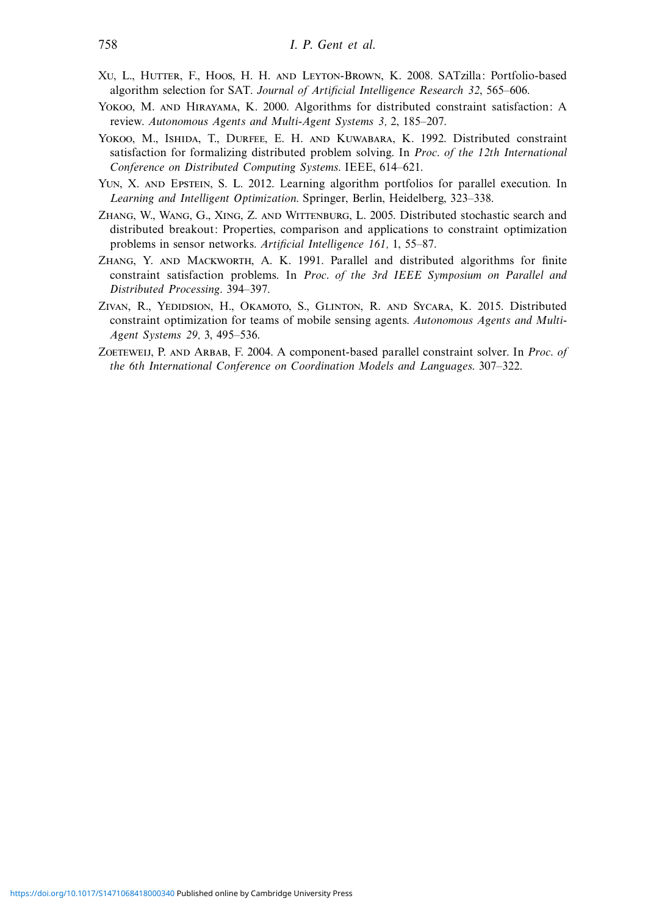Xu, L., Hutter, F., Hoos, H. H. and Leyton-Brown, K. 2008. SATzilla: Portfolio-based algorithm selection for SAT. *Journal of Artificial Intelligence Research 32*, 565–606.

Yokoo, M. and Hirayama, K. 2000. Algorithms for distributed constraint satisfaction: A review. *Autonomous Agents and Multi-Agent Systems 3,* 2, 185–207.

Yokoo, M., Ishida, T., Durfee, E. H. and Kuwabara, K. 1992. Distributed constraint satisfaction for formalizing distributed problem solving. In *Proc. of the 12th International Conference on Distributed Computing Systems.* IEEE, 614–621.

Yun, X. and Epstein, S. L. 2012. Learning algorithm portfolios for parallel execution. In *Learning and Intelligent Optimization.* Springer, Berlin, Heidelberg, 323–338.

Zhang, W., Wang, G., Xing, Z. and Wittenburg, L. 2005. Distributed stochastic search and distributed breakout: Properties, comparison and applications to constraint optimization problems in sensor networks. *Artificial Intelligence 161,* 1, 55–87.

Zhang, Y. and Mackworth, A. K. 1991. Parallel and distributed algorithms for finite constraint satisfaction problems. In *Proc. of the 3rd IEEE Symposium on Parallel and Distributed Processing*. 394–397.

Zivan, R., Yedidsion, H., Okamoto, S., Glinton, R. and Sycara, K. 2015. Distributed constraint optimization for teams of mobile sensing agents. *Autonomous Agents and Multi-Agent Systems 29,* 3, 495–536.

Zoeteweij, P. and Arbab, F. 2004. A component-based parallel constraint solver. In *Proc. of the 6th International Conference on Coordination Models and Languages.* 307–322.